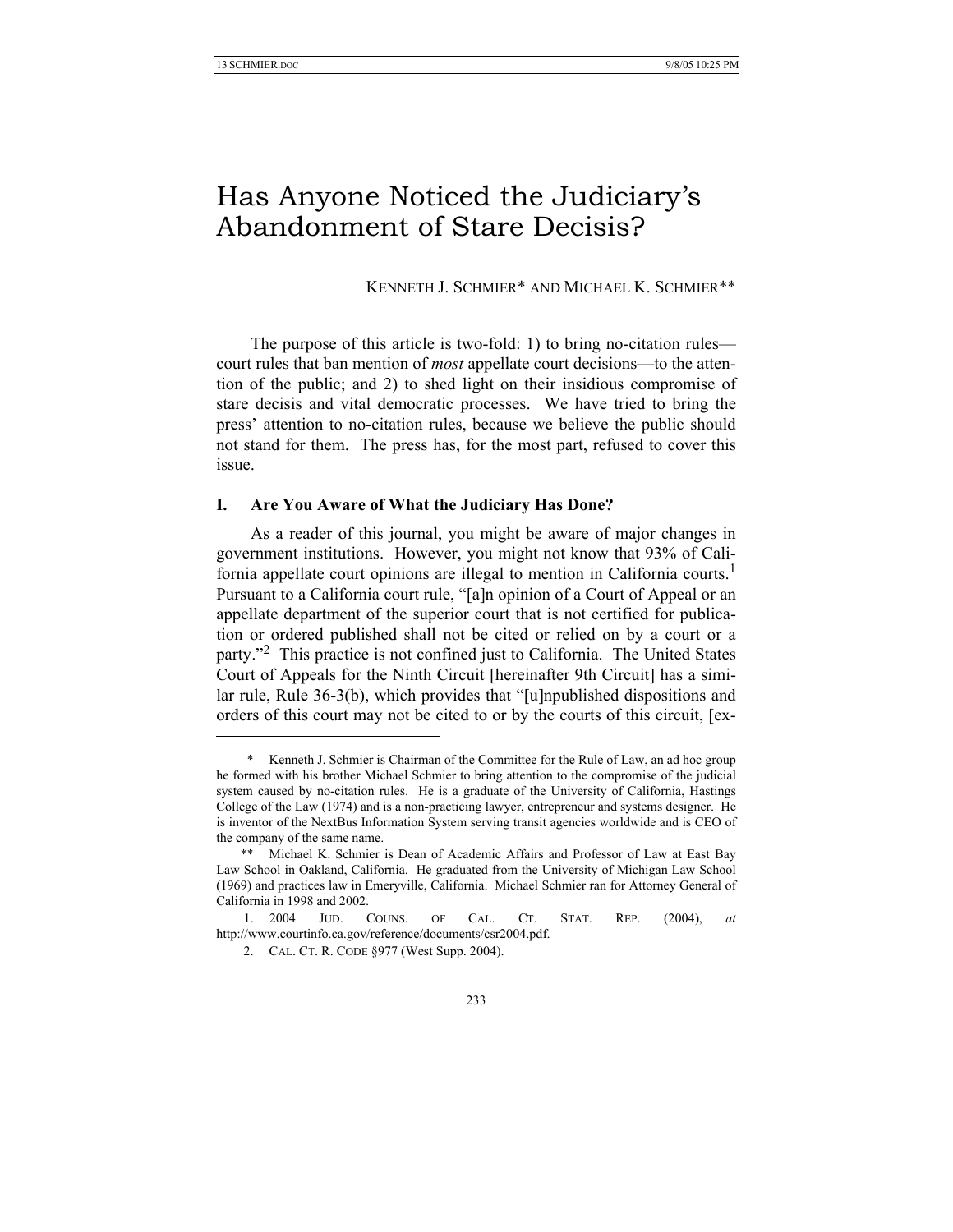# Has Anyone Noticed the Judiciary's Abandonment of Stare Decisis?

KENNETH J. SCHMIER* AND MICHAEL K. SCHMIER**

The purpose of this article is two-fold: 1) to bring no-citation rules—court rules that ban mention of *most* appellate court decisions—to the attention of the public; and 2) to shed light on their insidious compromise of stare decisis and vital democratic processes. We have tried to bring the press' attention to no-citation rules, because we believe the public should not stand for them. The press has, for the most part, refused to cover this issue.

## I. Are You Aware of What the Judiciary Has Done?

As a reader of this journal, you might be aware of major changes in government institutions. However, you might not know that 93% of California appellate court opinions are illegal to mention in California courts.[1] Pursuant to a California court rule, "[a]n opinion of a Court of Appeal or an appellate department of the superior court that is not certified for publication or ordered published shall not be cited or relied on by a court or a party."[2] This practice is not confined just to California. The United States Court of Appeals for the Ninth Circuit [hereinafter 9th Circuit] has a similar rule, Rule 36-3(b), which provides that "[u]npublished dispositions and orders of this court may not be cited to or by the courts of this circuit, [ex-

---

\* Kenneth J. Schmier is Chairman of the Committee for the Rule of Law, an ad hoc group he formed with his brother Michael Schmier to bring attention to the compromise of the judicial system caused by no-citation rules. He is a graduate of the University of California, Hastings College of the Law (1974) and is a non-practicing lawyer, entrepreneur and systems designer. He is inventor of the NextBus Information System serving transit agencies worldwide and is CEO of the company of the same name.

\*\* Michael K. Schmier is Dean of Academic Affairs and Professor of Law at East Bay Law School in Oakland, California. He graduated from the University of Michigan Law School (1969) and practices law in Emeryville, California. Michael Schmier ran for Attorney General of California in 1998 and 2002.

1. 2004 JUD. COUNS. OF CAL. CT. STAT. REP. (2004), *at* http://www.courtinfo.ca.gov/reference/documents/csr2004.pdf.

2. CAL. CT. R. CODE §977 (West Supp. 2004).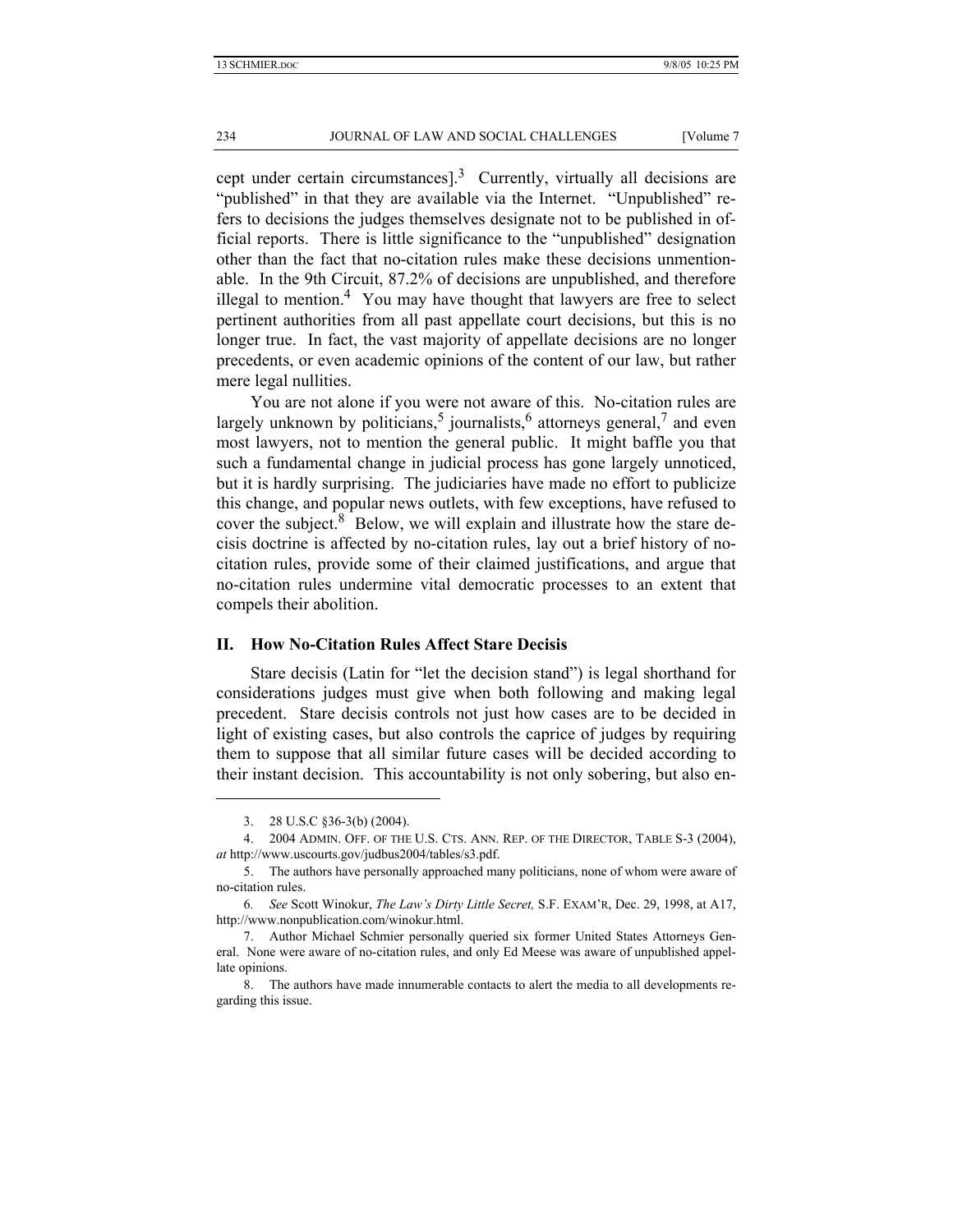cept under certain circumstances].[3] Currently, virtually all decisions are "published" in that they are available via the Internet. "Unpublished" refers to decisions the judges themselves designate not to be published in official reports. There is little significance to the "unpublished" designation other than the fact that no-citation rules make these decisions unmentionable. In the 9th Circuit, 87.2% of decisions are unpublished, and therefore illegal to mention.[4] You may have thought that lawyers are free to select pertinent authorities from all past appellate court decisions, but this is no longer true. In fact, the vast majority of appellate decisions are no longer precedents, or even academic opinions of the content of our law, but rather mere legal nullities.

You are not alone if you were not aware of this. No-citation rules are largely unknown by politicians,[5] journalists,[6] attorneys general,[7] and even most lawyers, not to mention the general public. It might baffle you that such a fundamental change in judicial process has gone largely unnoticed, but it is hardly surprising. The judiciaries have made no effort to publicize this change, and popular news outlets, with few exceptions, have refused to cover the subject.[8] Below, we will explain and illustrate how the stare decisis doctrine is affected by no-citation rules, lay out a brief history of no-citation rules, provide some of their claimed justifications, and argue that no-citation rules undermine vital democratic processes to an extent that compels their abolition.

## II. How No-Citation Rules Affect Stare Decisis

Stare decisis (Latin for "let the decision stand") is legal shorthand for considerations judges must give when both following and making legal precedent. Stare decisis controls not just how cases are to be decided in light of existing cases, but also controls the caprice of judges by requiring them to suppose that all similar future cases will be decided according to their instant decision. This accountability is not only sobering, but also en-

---

3. 28 U.S.C §36-3(b) (2004).

4. 2004 ADMIN. OFF. OF THE U.S. CTS. ANN. REP. OF THE DIRECTOR, TABLE S-3 (2004), *at* http://www.uscourts.gov/judbus2004/tables/s3.pdf.

5. The authors have personally approached many politicians, none of whom were aware of no-citation rules.

6. *See* Scott Winokur, *The Law's Dirty Little Secret,* S.F. EXAM'R, Dec. 29, 1998, at A17, http://www.nonpublication.com/winokur.html.

7. Author Michael Schmier personally queried six former United States Attorneys General. None were aware of no-citation rules, and only Ed Meese was aware of unpublished appellate opinions.

8. The authors have made innumerable contacts to alert the media to all developments regarding this issue.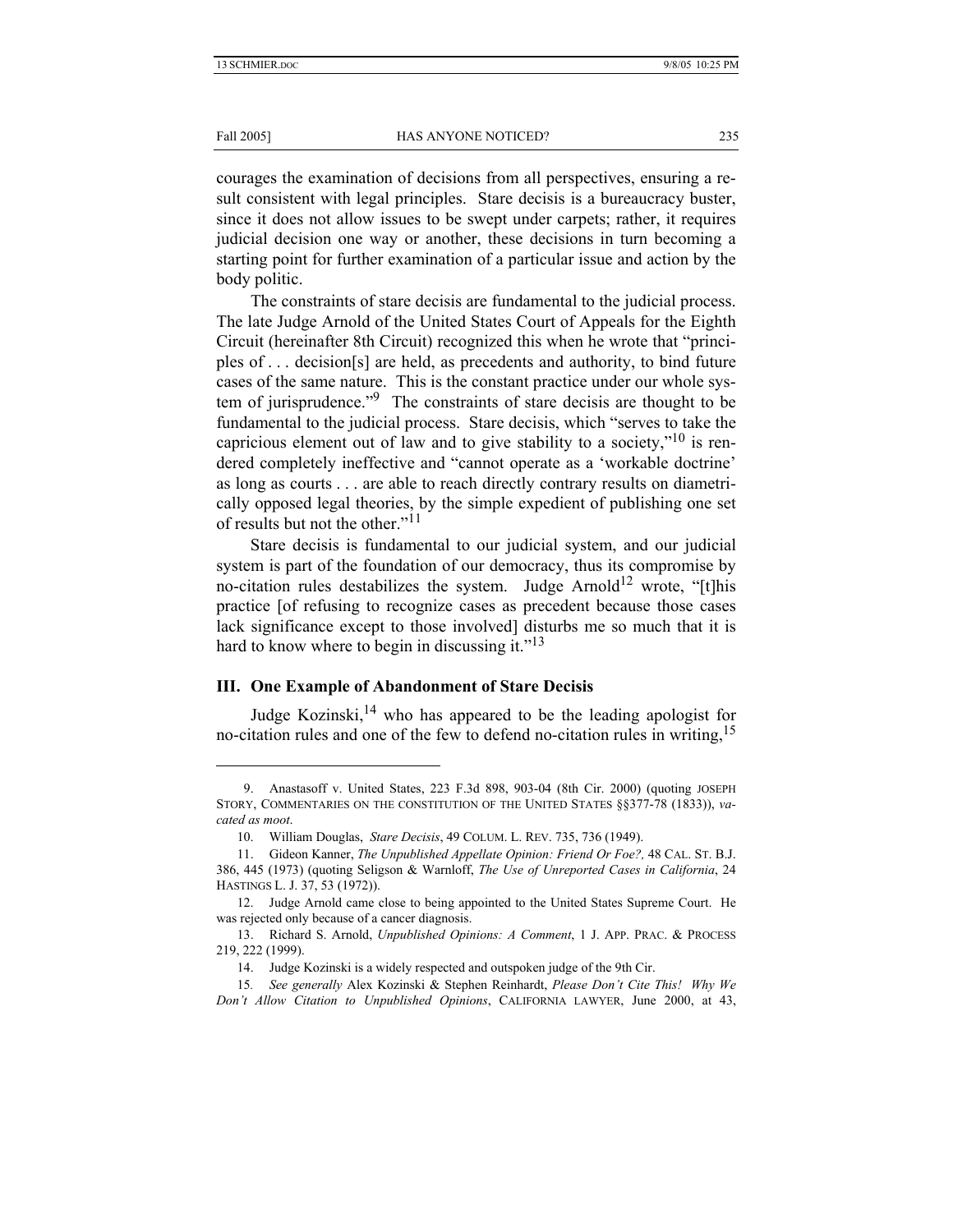courages the examination of decisions from all perspectives, ensuring a result consistent with legal principles. Stare decisis is a bureaucracy buster, since it does not allow issues to be swept under carpets; rather, it requires judicial decision one way or another, these decisions in turn becoming a starting point for further examination of a particular issue and action by the body politic.

The constraints of stare decisis are fundamental to the judicial process. The late Judge Arnold of the United States Court of Appeals for the Eighth Circuit (hereinafter 8th Circuit) recognized this when he wrote that "principles of . . . decision[s] are held, as precedents and authority, to bind future cases of the same nature. This is the constant practice under our whole system of jurisprudence."[9] The constraints of stare decisis are thought to be fundamental to the judicial process. Stare decisis, which "serves to take the capricious element out of law and to give stability to a society,"[10] is rendered completely ineffective and "cannot operate as a 'workable doctrine' as long as courts . . . are able to reach directly contrary results on diametrically opposed legal theories, by the simple expedient of publishing one set of results but not the other."[11]

Stare decisis is fundamental to our judicial system, and our judicial system is part of the foundation of our democracy, thus its compromise by no-citation rules destabilizes the system. Judge Arnold[12] wrote, "[t]his practice [of refusing to recognize cases as precedent because those cases lack significance except to those involved] disturbs me so much that it is hard to know where to begin in discussing it."[13]

## III. One Example of Abandonment of Stare Decisis

Judge Kozinski,[14] who has appeared to be the leading apologist for no-citation rules and one of the few to defend no-citation rules in writing,[15]

---

9. Anastasoff v. United States, 223 F.3d 898, 903-04 (8th Cir. 2000) (quoting JOSEPH STORY, COMMENTARIES ON THE CONSTITUTION OF THE UNITED STATES §§377-78 (1833)), *vacated as moot*.

10. William Douglas, *Stare Decisis*, 49 COLUM. L. REV. 735, 736 (1949).

11. Gideon Kanner, *The Unpublished Appellate Opinion: Friend Or Foe?,* 48 CAL. ST. B.J. 386, 445 (1973) (quoting Seligson & Warnloff, *The Use of Unreported Cases in California*, 24 HASTINGS L. J. 37, 53 (1972)).

12. Judge Arnold came close to being appointed to the United States Supreme Court. He was rejected only because of a cancer diagnosis.

13. Richard S. Arnold, *Unpublished Opinions: A Comment*, 1 J. APP. PRAC. & PROCESS 219, 222 (1999).

14. Judge Kozinski is a widely respected and outspoken judge of the 9th Cir.

15. *See generally* Alex Kozinski & Stephen Reinhardt, *Please Don't Cite This! Why We Don't Allow Citation to Unpublished Opinions*, CALIFORNIA LAWYER, June 2000, at 43,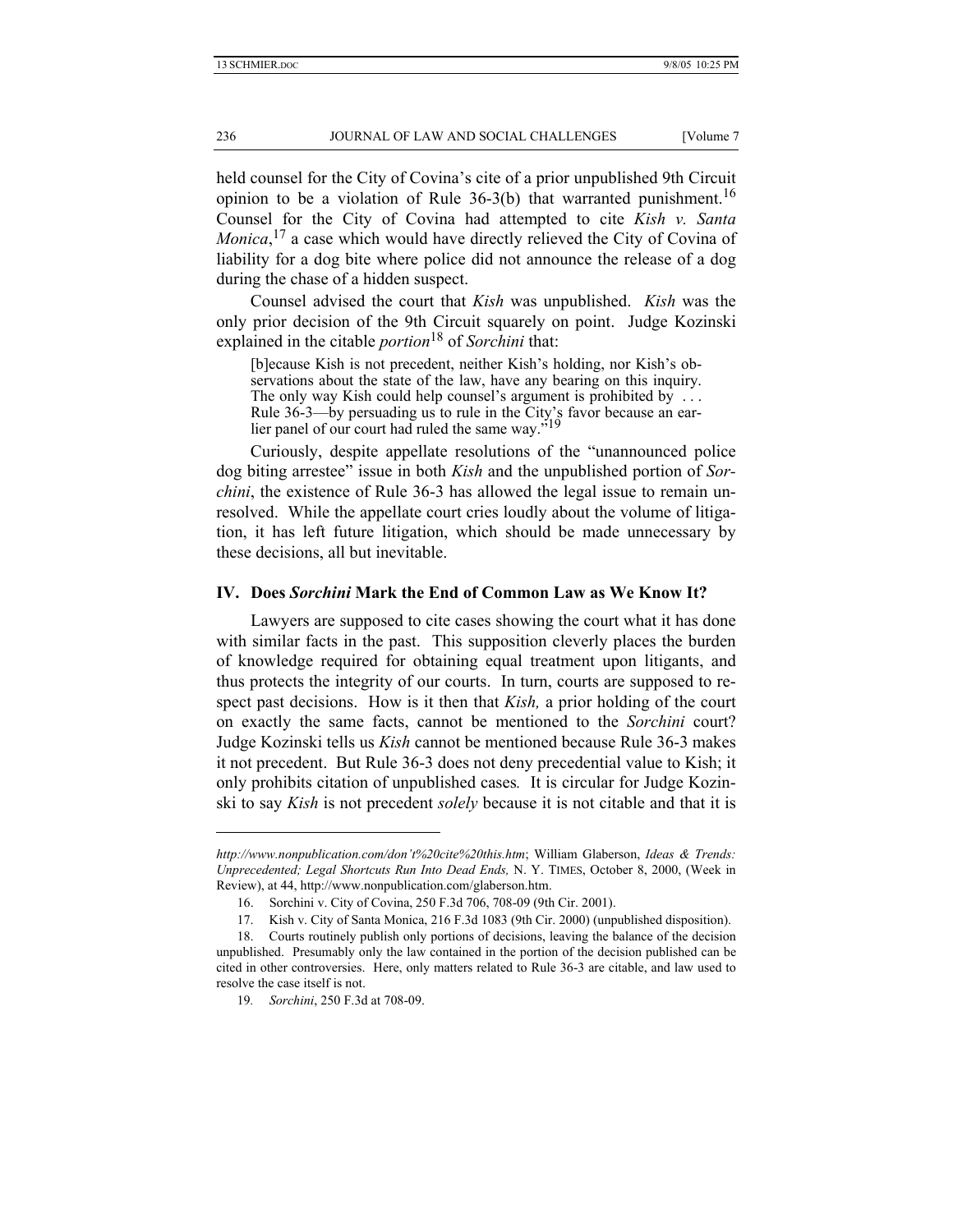held counsel for the City of Covina's cite of a prior unpublished 9th Circuit opinion to be a violation of Rule 36-3(b) that warranted punishment.[16] Counsel for the City of Covina had attempted to cite *Kish v. Santa Monica*,[17] a case which would have directly relieved the City of Covina of liability for a dog bite where police did not announce the release of a dog during the chase of a hidden suspect.

Counsel advised the court that *Kish* was unpublished. *Kish* was the only prior decision of the 9th Circuit squarely on point. Judge Kozinski explained in the citable *portion*[18] of *Sorchini* that:

> [b]ecause Kish is not precedent, neither Kish's holding, nor Kish's observations about the state of the law, have any bearing on this inquiry. The only way Kish could help counsel's argument is prohibited by . . . Rule 36-3—by persuading us to rule in the City's favor because an earlier panel of our court had ruled the same way."[19]

Curiously, despite appellate resolutions of the "unannounced police dog biting arrestee" issue in both *Kish* and the unpublished portion of *Sorchini*, the existence of Rule 36-3 has allowed the legal issue to remain unresolved. While the appellate court cries loudly about the volume of litigation, it has left future litigation, which should be made unnecessary by these decisions, all but inevitable.

## IV. Does *Sorchini* Mark the End of Common Law as We Know It?

Lawyers are supposed to cite cases showing the court what it has done with similar facts in the past. This supposition cleverly places the burden of knowledge required for obtaining equal treatment upon litigants, and thus protects the integrity of our courts. In turn, courts are supposed to respect past decisions. How is it then that *Kish,* a prior holding of the court on exactly the same facts, cannot be mentioned to the *Sorchini* court? Judge Kozinski tells us *Kish* cannot be mentioned because Rule 36-3 makes it not precedent. But Rule 36-3 does not deny precedential value to Kish; it only prohibits citation of unpublished cases. It is circular for Judge Kozinski to say *Kish* is not precedent *solely* because it is not citable and that it is

---

*http://www.nonpublication.com/don't%20cite%20this.htm*; William Glaberson, *Ideas & Trends: Unprecedented; Legal Shortcuts Run Into Dead Ends,* N. Y. TIMES, October 8, 2000, (Week in Review), at 44, http://www.nonpublication.com/glaberson.htm.

16. Sorchini v. City of Covina, 250 F.3d 706, 708-09 (9th Cir. 2001).

17. Kish v. City of Santa Monica, 216 F.3d 1083 (9th Cir. 2000) (unpublished disposition).

18. Courts routinely publish only portions of decisions, leaving the balance of the decision unpublished. Presumably only the law contained in the portion of the decision published can be cited in other controversies. Here, only matters related to Rule 36-3 are citable, and law used to resolve the case itself is not.

19. *Sorchini*, 250 F.3d at 708-09.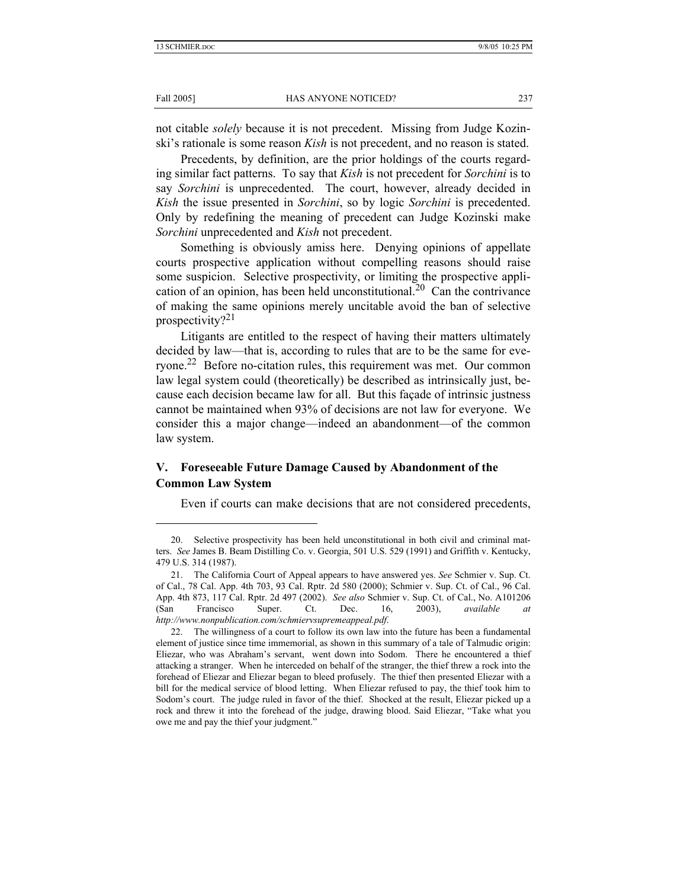not citable *solely* because it is not precedent. Missing from Judge Kozinski's rationale is some reason *Kish* is not precedent, and no reason is stated.

Precedents, by definition, are the prior holdings of the courts regarding similar fact patterns. To say that *Kish* is not precedent for *Sorchini* is to say *Sorchini* is unprecedented. The court, however, already decided in *Kish* the issue presented in *Sorchini*, so by logic *Sorchini* is precedented. Only by redefining the meaning of precedent can Judge Kozinski make *Sorchini* unprecedented and *Kish* not precedent.

Something is obviously amiss here. Denying opinions of appellate courts prospective application without compelling reasons should raise some suspicion. Selective prospectivity, or limiting the prospective application of an opinion, has been held unconstitutional.[20] Can the contrivance of making the same opinions merely uncitable avoid the ban of selective prospectivity?[21]

Litigants are entitled to the respect of having their matters ultimately decided by law—that is, according to rules that are to be the same for everyone.[22] Before no-citation rules, this requirement was met. Our common law legal system could (theoretically) be described as intrinsically just, because each decision became law for all. But this façade of intrinsic justness cannot be maintained when 93% of decisions are not law for everyone. We consider this a major change—indeed an abandonment—of the common law system.

## V. Foreseeable Future Damage Caused by Abandonment of the Common Law System

Even if courts can make decisions that are not considered precedents,

---

20. Selective prospectivity has been held unconstitutional in both civil and criminal matters. *See* James B. Beam Distilling Co. v. Georgia, 501 U.S. 529 (1991) and Griffith v. Kentucky, 479 U.S. 314 (1987).

21. The California Court of Appeal appears to have answered yes. *See* Schmier v. Sup. Ct. of Cal., 78 Cal. App. 4th 703, 93 Cal. Rptr. 2d 580 (2000); Schmier v. Sup. Ct. of Cal., 96 Cal. App. 4th 873, 117 Cal. Rptr. 2d 497 (2002). *See also* Schmier v. Sup. Ct. of Cal., No. A101206 (San Francisco Super. Ct. Dec. 16, 2003), *available at http://www.nonpublication.com/schmiervsupremeappeal.pdf*.

22. The willingness of a court to follow its own law into the future has been a fundamental element of justice since time immemorial, as shown in this summary of a tale of Talmudic origin: Eliezar, who was Abraham's servant, went down into Sodom. There he encountered a thief attacking a stranger. When he interceded on behalf of the stranger, the thief threw a rock into the forehead of Eliezar and Eliezar began to bleed profusely. The thief then presented Eliezar with a bill for the medical service of blood letting. When Eliezar refused to pay, the thief took him to Sodom's court. The judge ruled in favor of the thief. Shocked at the result, Eliezar picked up a rock and threw it into the forehead of the judge, drawing blood. Said Eliezar, "Take what you owe me and pay the thief your judgment."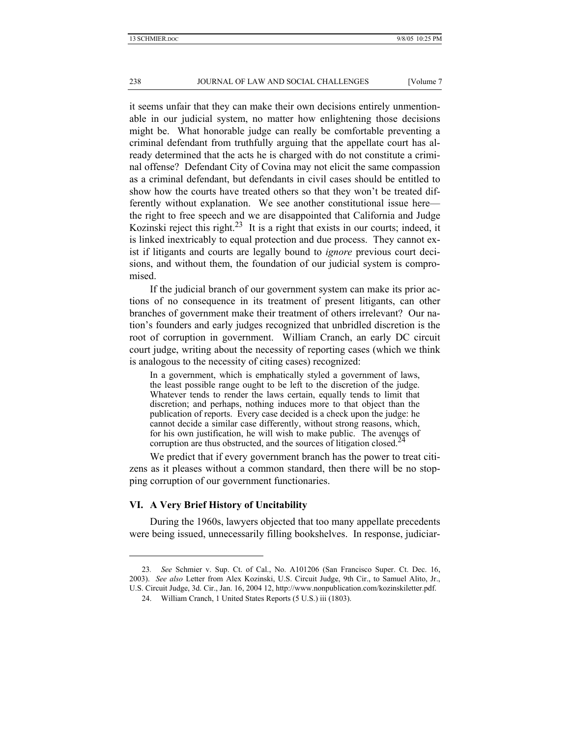it seems unfair that they can make their own decisions entirely unmentionable in our judicial system, no matter how enlightening those decisions might be. What honorable judge can really be comfortable preventing a criminal defendant from truthfully arguing that the appellate court has already determined that the acts he is charged with do not constitute a criminal offense? Defendant City of Covina may not elicit the same compassion as a criminal defendant, but defendants in civil cases should be entitled to show how the courts have treated others so that they won't be treated differently without explanation. We see another constitutional issue here—the right to free speech and we are disappointed that California and Judge Kozinski reject this right.[23] It is a right that exists in our courts; indeed, it is linked inextricably to equal protection and due process. They cannot exist if litigants and courts are legally bound to *ignore* previous court decisions, and without them, the foundation of our judicial system is compromised.

If the judicial branch of our government system can make its prior actions of no consequence in its treatment of present litigants, can other branches of government make their treatment of others irrelevant? Our nation's founders and early judges recognized that unbridled discretion is the root of corruption in government. William Cranch, an early DC circuit court judge, writing about the necessity of reporting cases (which we think is analogous to the necessity of citing cases) recognized:

> In a government, which is emphatically styled a government of laws, the least possible range ought to be left to the discretion of the judge. Whatever tends to render the laws certain, equally tends to limit that discretion; and perhaps, nothing induces more to that object than the publication of reports. Every case decided is a check upon the judge: he cannot decide a similar case differently, without strong reasons, which, for his own justification, he will wish to make public. The avenues of corruption are thus obstructed, and the sources of litigation closed.[24]

We predict that if every government branch has the power to treat citizens as it pleases without a common standard, then there will be no stopping corruption of our government functionaries.

## VI. A Very Brief History of Uncitability

During the 1960s, lawyers objected that too many appellate precedents were being issued, unnecessarily filling bookshelves. In response, judiciar-

---

23. *See* Schmier v. Sup. Ct. of Cal., No. A101206 (San Francisco Super. Ct. Dec. 16, 2003). *See also* Letter from Alex Kozinski, U.S. Circuit Judge, 9th Cir., to Samuel Alito, Jr., U.S. Circuit Judge, 3d. Cir., Jan. 16, 2004 12, http://www.nonpublication.com/kozinskiletter.pdf.

24. William Cranch, 1 United States Reports (5 U.S.) iii (1803).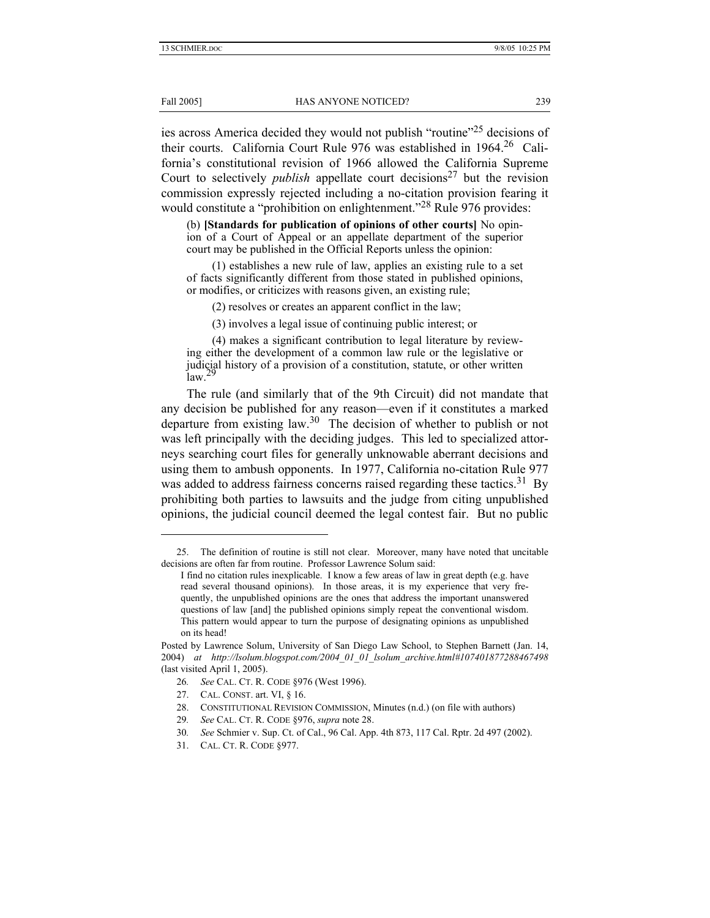ies across America decided they would not publish "routine"[25] decisions of their courts. California Court Rule 976 was established in 1964.[26] California's constitutional revision of 1966 allowed the California Supreme Court to selectively *publish* appellate court decisions[27] but the revision commission expressly rejected including a no-citation provision fearing it would constitute a "prohibition on enlightenment."[28] Rule 976 provides:

> (b) **[Standards for publication of opinions of other courts]** No opinion of a Court of Appeal or an appellate department of the superior court may be published in the Official Reports unless the opinion:
>
> (1) establishes a new rule of law, applies an existing rule to a set of facts significantly different from those stated in published opinions, or modifies, or criticizes with reasons given, an existing rule;
>
> (2) resolves or creates an apparent conflict in the law;
>
> (3) involves a legal issue of continuing public interest; or
>
> (4) makes a significant contribution to legal literature by reviewing either the development of a common law rule or the legislative or judicial history of a provision of a constitution, statute, or other written law.[29]

The rule (and similarly that of the 9th Circuit) did not mandate that any decision be published for any reason—even if it constitutes a marked departure from existing law.[30] The decision of whether to publish or not was left principally with the deciding judges. This led to specialized attorneys searching court files for generally unknowable aberrant decisions and using them to ambush opponents. In 1977, California no-citation Rule 977 was added to address fairness concerns raised regarding these tactics.[31] By prohibiting both parties to lawsuits and the judge from citing unpublished opinions, the judicial council deemed the legal contest fair. But no public

---

25. The definition of routine is still not clear. Moreover, many have noted that uncitable decisions are often far from routine. Professor Lawrence Solum said:

> I find no citation rules inexplicable. I know a few areas of law in great depth (e.g. have read several thousand opinions). In those areas, it is my experience that very frequently, the unpublished opinions are the ones that address the important unanswered questions of law [and] the published opinions simply repeat the conventional wisdom. This pattern would appear to turn the purpose of designating opinions as unpublished on its head!

Posted by Lawrence Solum, University of San Diego Law School, to Stephen Barnett (Jan. 14, 2004) *at http://lsolum.blogspot.com/2004_01_01_lsolum_archive.html#107401877288467498* (last visited April 1, 2005).

26. *See* CAL. CT. R. CODE §976 (West 1996).

27. CAL. CONST. art. VI, § 16.

28. CONSTITUTIONAL REVISION COMMISSION, Minutes (n.d.) (on file with authors)

29. *See* CAL. CT. R. CODE §976, *supra* note 28.

30. *See* Schmier v. Sup. Ct. of Cal., 96 Cal. App. 4th 873, 117 Cal. Rptr. 2d 497 (2002).

31. CAL. CT. R. CODE §977.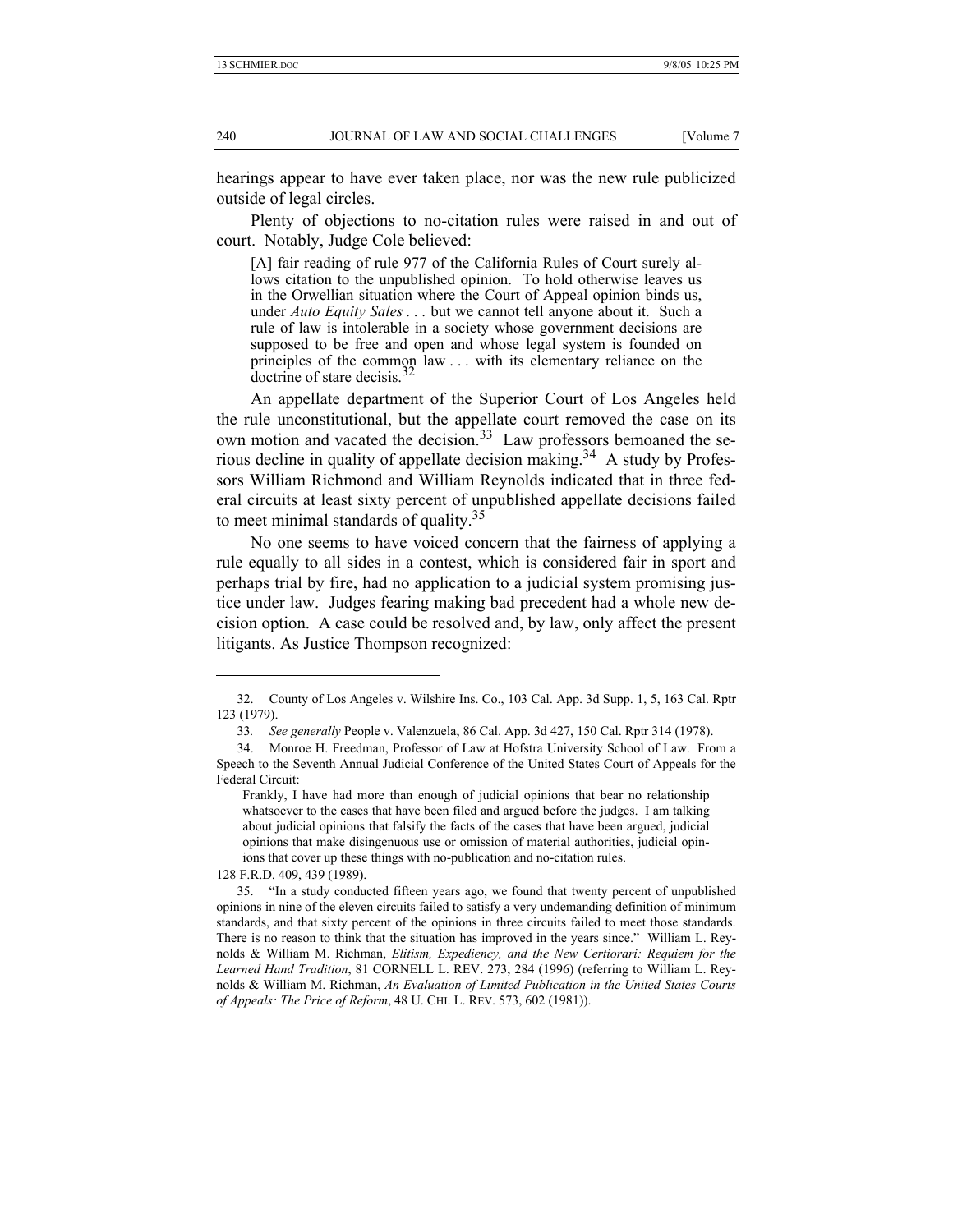hearings appear to have ever taken place, nor was the new rule publicized outside of legal circles.

Plenty of objections to no-citation rules were raised in and out of court. Notably, Judge Cole believed:

> [A] fair reading of rule 977 of the California Rules of Court surely allows citation to the unpublished opinion. To hold otherwise leaves us in the Orwellian situation where the Court of Appeal opinion binds us, under *Auto Equity Sales* . . . but we cannot tell anyone about it. Such a rule of law is intolerable in a society whose government decisions are supposed to be free and open and whose legal system is founded on principles of the common law . . . with its elementary reliance on the doctrine of stare decisis.[32]

An appellate department of the Superior Court of Los Angeles held the rule unconstitutional, but the appellate court removed the case on its own motion and vacated the decision.[33] Law professors bemoaned the serious decline in quality of appellate decision making.[34] A study by Professors William Richmond and William Reynolds indicated that in three federal circuits at least sixty percent of unpublished appellate decisions failed to meet minimal standards of quality.[35]

No one seems to have voiced concern that the fairness of applying a rule equally to all sides in a contest, which is considered fair in sport and perhaps trial by fire, had no application to a judicial system promising justice under law. Judges fearing making bad precedent had a whole new decision option. A case could be resolved and, by law, only affect the present litigants. As Justice Thompson recognized:

---

32. County of Los Angeles v. Wilshire Ins. Co., 103 Cal. App. 3d Supp. 1, 5, 163 Cal. Rptr 123 (1979).

33. *See generally* People v. Valenzuela, 86 Cal. App. 3d 427, 150 Cal. Rptr 314 (1978).

34. Monroe H. Freedman, Professor of Law at Hofstra University School of Law. From a Speech to the Seventh Annual Judicial Conference of the United States Court of Appeals for the Federal Circuit:

> Frankly, I have had more than enough of judicial opinions that bear no relationship whatsoever to the cases that have been filed and argued before the judges. I am talking about judicial opinions that falsify the facts of the cases that have been argued, judicial opinions that make disingenuous use or omission of material authorities, judicial opinions that cover up these things with no-publication and no-citation rules.

128 F.R.D. 409, 439 (1989).

35. "In a study conducted fifteen years ago, we found that twenty percent of unpublished opinions in nine of the eleven circuits failed to satisfy a very undemanding definition of minimum standards, and that sixty percent of the opinions in three circuits failed to meet those standards. There is no reason to think that the situation has improved in the years since." William L. Reynolds & William M. Richman, *Elitism, Expediency, and the New Certiorari: Requiem for the Learned Hand Tradition*, 81 CORNELL L. REV. 273, 284 (1996) (referring to William L. Reynolds & William M. Richman, *An Evaluation of Limited Publication in the United States Courts of Appeals: The Price of Reform*, 48 U. CHI. L. REV. 573, 602 (1981)).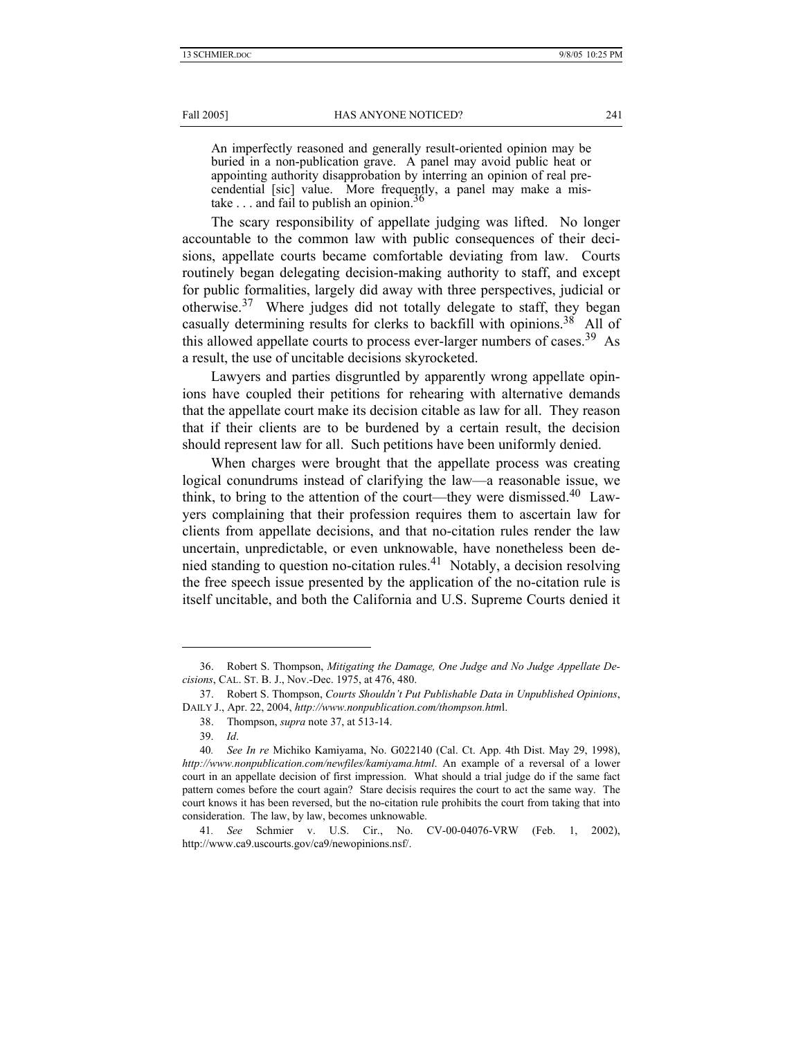> An imperfectly reasoned and generally result-oriented opinion may be buried in a non-publication grave. A panel may avoid public heat or appointing authority disapprobation by interring an opinion of real precendential [sic] value. More frequently, a panel may make a mistake . . . and fail to publish an opinion.[36]

The scary responsibility of appellate judging was lifted. No longer accountable to the common law with public consequences of their decisions, appellate courts became comfortable deviating from law. Courts routinely began delegating decision-making authority to staff, and except for public formalities, largely did away with three perspectives, judicial or otherwise.[37] Where judges did not totally delegate to staff, they began casually determining results for clerks to backfill with opinions.[38] All of this allowed appellate courts to process ever-larger numbers of cases.[39] As a result, the use of uncitable decisions skyrocketed.

Lawyers and parties disgruntled by apparently wrong appellate opinions have coupled their petitions for rehearing with alternative demands that the appellate court make its decision citable as law for all. They reason that if their clients are to be burdened by a certain result, the decision should represent law for all. Such petitions have been uniformly denied.

When charges were brought that the appellate process was creating logical conundrums instead of clarifying the law—a reasonable issue, we think, to bring to the attention of the court—they were dismissed.[40] Lawyers complaining that their profession requires them to ascertain law for clients from appellate decisions, and that no-citation rules render the law uncertain, unpredictable, or even unknowable, have nonetheless been denied standing to question no-citation rules.[41] Notably, a decision resolving the free speech issue presented by the application of the no-citation rule is itself uncitable, and both the California and U.S. Supreme Courts denied it

---

36. Robert S. Thompson, *Mitigating the Damage, One Judge and No Judge Appellate Decisions*, CAL. ST. B. J., Nov.-Dec. 1975, at 476, 480.

37. Robert S. Thompson, *Courts Shouldn't Put Publishable Data in Unpublished Opinions*, DAILY J., Apr. 22, 2004, *http://www.nonpublication.com/thompson.htm*l.

38. Thompson, *supra* note 37, at 513-14.

39. *Id*.

40. *See In re* Michiko Kamiyama, No. G022140 (Cal. Ct. App. 4th Dist. May 29, 1998), *http://www.nonpublication.com/newfiles/kamiyama.html*. An example of a reversal of a lower court in an appellate decision of first impression. What should a trial judge do if the same fact pattern comes before the court again? Stare decisis requires the court to act the same way. The court knows it has been reversed, but the no-citation rule prohibits the court from taking that into consideration. The law, by law, becomes unknowable.

41. *See* Schmier v. U.S. Cir., No. CV-00-04076-VRW (Feb. 1, 2002), http://www.ca9.uscourts.gov/ca9/newopinions.nsf/.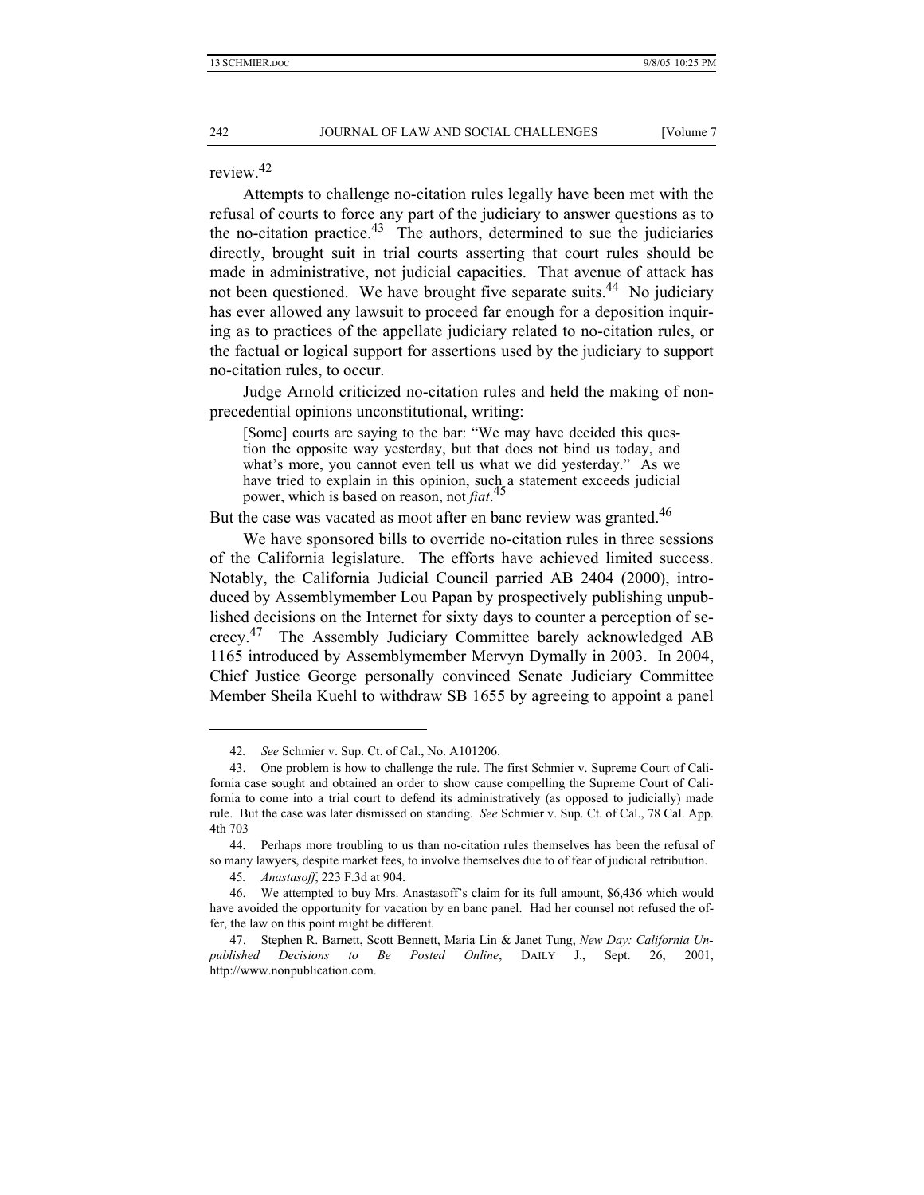review.[42]

Attempts to challenge no-citation rules legally have been met with the refusal of courts to force any part of the judiciary to answer questions as to the no-citation practice.[43] The authors, determined to sue the judiciaries directly, brought suit in trial courts asserting that court rules should be made in administrative, not judicial capacities. That avenue of attack has not been questioned. We have brought five separate suits.[44] No judiciary has ever allowed any lawsuit to proceed far enough for a deposition inquiring as to practices of the appellate judiciary related to no-citation rules, or the factual or logical support for assertions used by the judiciary to support no-citation rules, to occur.

Judge Arnold criticized no-citation rules and held the making of non-precedential opinions unconstitutional, writing:

> [Some] courts are saying to the bar: "We may have decided this question the opposite way yesterday, but that does not bind us today, and what's more, you cannot even tell us what we did yesterday." As we have tried to explain in this opinion, such a statement exceeds judicial power, which is based on reason, not *fiat*.[45]

But the case was vacated as moot after en banc review was granted.[46]

We have sponsored bills to override no-citation rules in three sessions of the California legislature. The efforts have achieved limited success. Notably, the California Judicial Council parried AB 2404 (2000), introduced by Assemblymember Lou Papan by prospectively publishing unpublished decisions on the Internet for sixty days to counter a perception of secrecy.[47] The Assembly Judiciary Committee barely acknowledged AB 1165 introduced by Assemblymember Mervyn Dymally in 2003. In 2004, Chief Justice George personally convinced Senate Judiciary Committee Member Sheila Kuehl to withdraw SB 1655 by agreeing to appoint a panel

---

42. *See* Schmier v. Sup. Ct. of Cal., No. A101206.

43. One problem is how to challenge the rule. The first Schmier v. Supreme Court of California case sought and obtained an order to show cause compelling the Supreme Court of California to come into a trial court to defend its administratively (as opposed to judicially) made rule. But the case was later dismissed on standing. *See* Schmier v. Sup. Ct. of Cal., 78 Cal. App. 4th 703

44. Perhaps more troubling to us than no-citation rules themselves has been the refusal of so many lawyers, despite market fees, to involve themselves due to of fear of judicial retribution.

45. *Anastasoff*, 223 F.3d at 904.

46. We attempted to buy Mrs. Anastasoff's claim for its full amount, $6,436 which would have avoided the opportunity for vacation by en banc panel. Had her counsel not refused the offer, the law on this point might be different.

47. Stephen R. Barnett, Scott Bennett, Maria Lin & Janet Tung, *New Day: California Unpublished Decisions to Be Posted Online*, DAILY J., Sept. 26, 2001, http://www.nonpublication.com.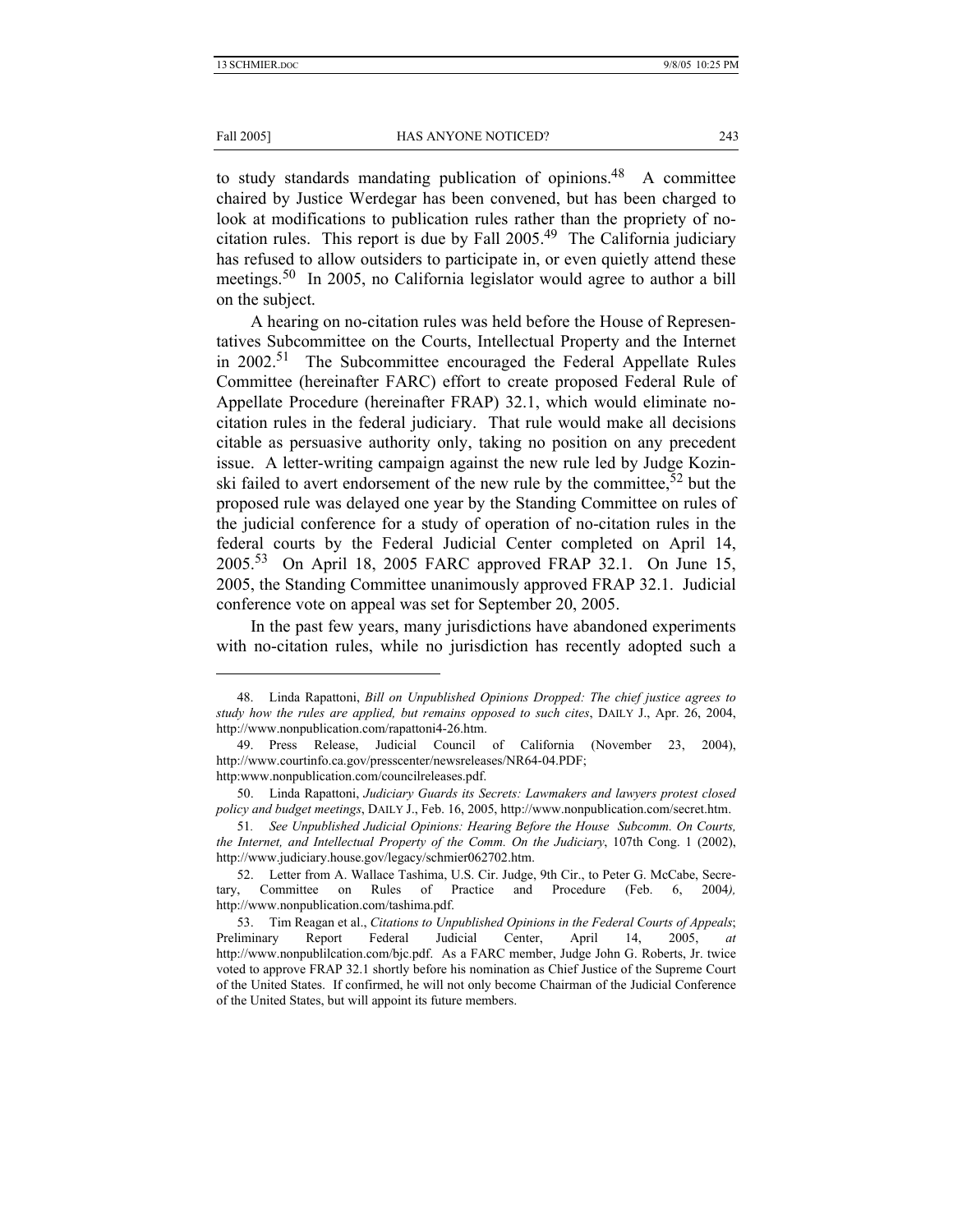to study standards mandating publication of opinions.[48] A committee chaired by Justice Werdegar has been convened, but has been charged to look at modifications to publication rules rather than the propriety of no-citation rules. This report is due by Fall 2005.[49] The California judiciary has refused to allow outsiders to participate in, or even quietly attend these meetings.[50] In 2005, no California legislator would agree to author a bill on the subject.

A hearing on no-citation rules was held before the House of Representatives Subcommittee on the Courts, Intellectual Property and the Internet in 2002.[51] The Subcommittee encouraged the Federal Appellate Rules Committee (hereinafter FARC) effort to create proposed Federal Rule of Appellate Procedure (hereinafter FRAP) 32.1, which would eliminate no-citation rules in the federal judiciary. That rule would make all decisions citable as persuasive authority only, taking no position on any precedent issue. A letter-writing campaign against the new rule led by Judge Kozinski failed to avert endorsement of the new rule by the committee,[52] but the proposed rule was delayed one year by the Standing Committee on rules of the judicial conference for a study of operation of no-citation rules in the federal courts by the Federal Judicial Center completed on April 14, 2005.[53] On April 18, 2005 FARC approved FRAP 32.1. On June 15, 2005, the Standing Committee unanimously approved FRAP 32.1. Judicial conference vote on appeal was set for September 20, 2005.

In the past few years, many jurisdictions have abandoned experiments with no-citation rules, while no jurisdiction has recently adopted such a

---

48. Linda Rapattoni, *Bill on Unpublished Opinions Dropped: The chief justice agrees to study how the rules are applied, but remains opposed to such cites*, DAILY J., Apr. 26, 2004, http://www.nonpublication.com/rapattoni4-26.htm.

49. Press Release, Judicial Council of California (November 23, 2004), http://www.courtinfo.ca.gov/presscenter/newsreleases/NR64-04.PDF; http:www.nonpublication.com/councilreleases.pdf.

50. Linda Rapattoni, *Judiciary Guards its Secrets: Lawmakers and lawyers protest closed policy and budget meetings*, DAILY J., Feb. 16, 2005, http://www.nonpublication.com/secret.htm.

51. *See Unpublished Judicial Opinions: Hearing Before the House Subcomm. On Courts, the Internet, and Intellectual Property of the Comm. On the Judiciary*, 107th Cong. 1 (2002), http://www.judiciary.house.gov/legacy/schmier062702.htm.

52. Letter from A. Wallace Tashima, U.S. Cir. Judge, 9th Cir., to Peter G. McCabe, Secretary, Committee on Rules of Practice and Procedure (Feb. 6, 2004), http://www.nonpublication.com/tashima.pdf.

53. Tim Reagan et al., *Citations to Unpublished Opinions in the Federal Courts of Appeals*; Preliminary Report Federal Judicial Center, April 14, 2005, *at* http://www.nonpublilcation.com/bjc.pdf. As a FARC member, Judge John G. Roberts, Jr. twice voted to approve FRAP 32.1 shortly before his nomination as Chief Justice of the Supreme Court of the United States. If confirmed, he will not only become Chairman of the Judicial Conference of the United States, but will appoint its future members.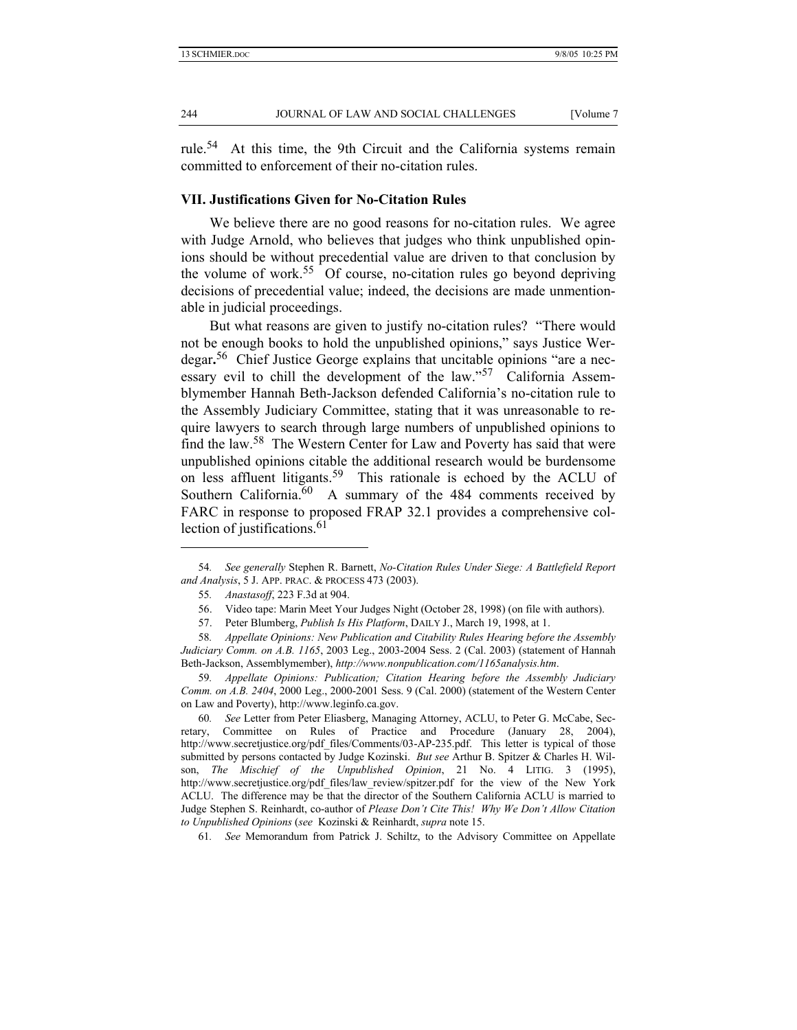rule.[54] At this time, the 9th Circuit and the California systems remain committed to enforcement of their no-citation rules.

## VII. Justifications Given for No-Citation Rules

We believe there are no good reasons for no-citation rules. We agree with Judge Arnold, who believes that judges who think unpublished opinions should be without precedential value are driven to that conclusion by the volume of work.[55] Of course, no-citation rules go beyond depriving decisions of precedential value; indeed, the decisions are made unmentionable in judicial proceedings.

But what reasons are given to justify no-citation rules? "There would not be enough books to hold the unpublished opinions," says Justice Werdegar.[56] Chief Justice George explains that uncitable opinions "are a necessary evil to chill the development of the law."[57] California Assemblymember Hannah Beth-Jackson defended California's no-citation rule to the Assembly Judiciary Committee, stating that it was unreasonable to require lawyers to search through large numbers of unpublished opinions to find the law.[58] The Western Center for Law and Poverty has said that were unpublished opinions citable the additional research would be burdensome on less affluent litigants.[59] This rationale is echoed by the ACLU of Southern California.[60] A summary of the 484 comments received by FARC in response to proposed FRAP 32.1 provides a comprehensive collection of justifications.[61]

---

54. *See generally* Stephen R. Barnett, *No-Citation Rules Under Siege: A Battlefield Report and Analysis*, 5 J. APP. PRAC. & PROCESS 473 (2003).

55. *Anastasoff*, 223 F.3d at 904.

56. Video tape: Marin Meet Your Judges Night (October 28, 1998) (on file with authors).

57. Peter Blumberg, *Publish Is His Platform*, DAILY J., March 19, 1998, at 1.

58. *Appellate Opinions: New Publication and Citability Rules Hearing before the Assembly Judiciary Comm. on A.B. 1165*, 2003 Leg., 2003-2004 Sess. 2 (Cal. 2003) (statement of Hannah Beth-Jackson, Assemblymember), *http://www.nonpublication.com/1165analysis.htm*.

59. *Appellate Opinions: Publication; Citation Hearing before the Assembly Judiciary Comm. on A.B. 2404*, 2000 Leg., 2000-2001 Sess. 9 (Cal. 2000) (statement of the Western Center on Law and Poverty), http://www.leginfo.ca.gov.

60. *See* Letter from Peter Eliasberg, Managing Attorney, ACLU, to Peter G. McCabe, Secretary, Committee on Rules of Practice and Procedure (January 28, 2004), http://www.secretjustice.org/pdf_files/Comments/03-AP-235.pdf. This letter is typical of those submitted by persons contacted by Judge Kozinski. *But see* Arthur B. Spitzer & Charles H. Wilson, *The Mischief of the Unpublished Opinion*, 21 No. 4 LITIG. 3 (1995), http://www.secretjustice.org/pdf_files/law_review/spitzer.pdf for the view of the New York ACLU. The difference may be that the director of the Southern California ACLU is married to Judge Stephen S. Reinhardt, co-author of *Please Don't Cite This! Why We Don't Allow Citation to Unpublished Opinions* (*see* Kozinski & Reinhardt, *supra* note 15.

61. *See* Memorandum from Patrick J. Schiltz, to the Advisory Committee on Appellate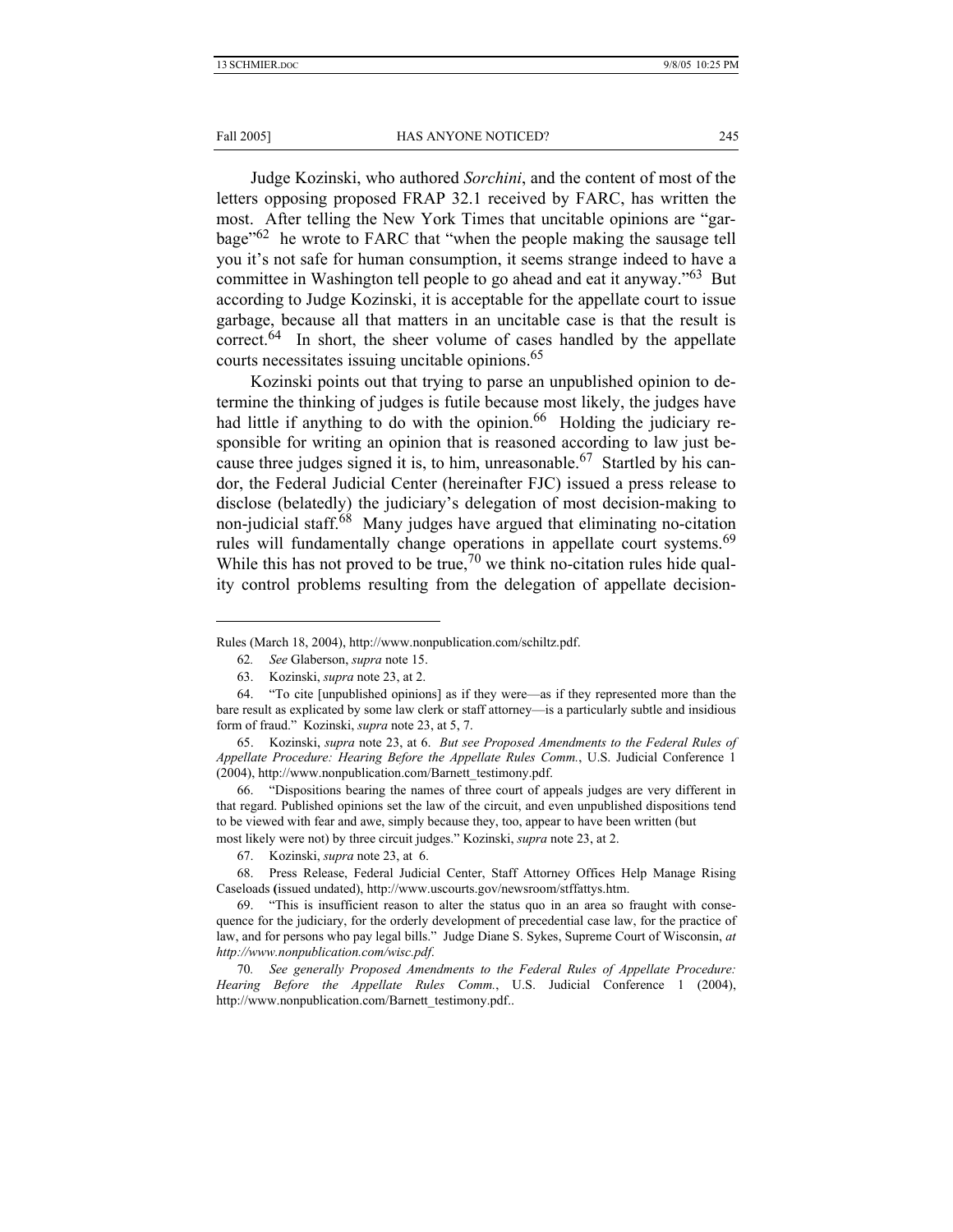Judge Kozinski, who authored *Sorchini*, and the content of most of the letters opposing proposed FRAP 32.1 received by FARC, has written the most. After telling the New York Times that uncitable opinions are "garbage"[62] he wrote to FARC that "when the people making the sausage tell you it's not safe for human consumption, it seems strange indeed to have a committee in Washington tell people to go ahead and eat it anyway."[63] But according to Judge Kozinski, it is acceptable for the appellate court to issue garbage, because all that matters in an uncitable case is that the result is correct.[64] In short, the sheer volume of cases handled by the appellate courts necessitates issuing uncitable opinions.[65]

Kozinski points out that trying to parse an unpublished opinion to determine the thinking of judges is futile because most likely, the judges have had little if anything to do with the opinion.[66] Holding the judiciary responsible for writing an opinion that is reasoned according to law just because three judges signed it is, to him, unreasonable.[67] Startled by his candor, the Federal Judicial Center (hereinafter FJC) issued a press release to disclose (belatedly) the judiciary's delegation of most decision-making to non-judicial staff.[68] Many judges have argued that eliminating no-citation rules will fundamentally change operations in appellate court systems.[69] While this has not proved to be true,[70] we think no-citation rules hide quality control problems resulting from the delegation of appellate decision-

---

Rules (March 18, 2004), http://www.nonpublication.com/schiltz.pdf.

62. *See* Glaberson, *supra* note 15.

63. Kozinski, *supra* note 23, at 2.

64. "To cite [unpublished opinions] as if they were—as if they represented more than the bare result as explicated by some law clerk or staff attorney—is a particularly subtle and insidious form of fraud." Kozinski, *supra* note 23, at 5, 7.

65. Kozinski, *supra* note 23, at 6. *But see Proposed Amendments to the Federal Rules of Appellate Procedure: Hearing Before the Appellate Rules Comm.*, U.S. Judicial Conference 1 (2004), http://www.nonpublication.com/Barnett_testimony.pdf.

66. "Dispositions bearing the names of three court of appeals judges are very different in that regard. Published opinions set the law of the circuit, and even unpublished dispositions tend to be viewed with fear and awe, simply because they, too, appear to have been written (but most likely were not) by three circuit judges." Kozinski, *supra* note 23, at 2.

67. Kozinski, *supra* note 23, at 6.

68. Press Release, Federal Judicial Center, Staff Attorney Offices Help Manage Rising Caseloads (issued undated), http://www.uscourts.gov/newsroom/stffattys.htm.

69. "This is insufficient reason to alter the status quo in an area so fraught with consequence for the judiciary, for the orderly development of precedential case law, for the practice of law, and for persons who pay legal bills." Judge Diane S. Sykes, Supreme Court of Wisconsin, *at http://www.nonpublication.com/wisc.pdf*.

70. *See generally Proposed Amendments to the Federal Rules of Appellate Procedure: Hearing Before the Appellate Rules Comm.*, U.S. Judicial Conference 1 (2004), http://www.nonpublication.com/Barnett_testimony.pdf..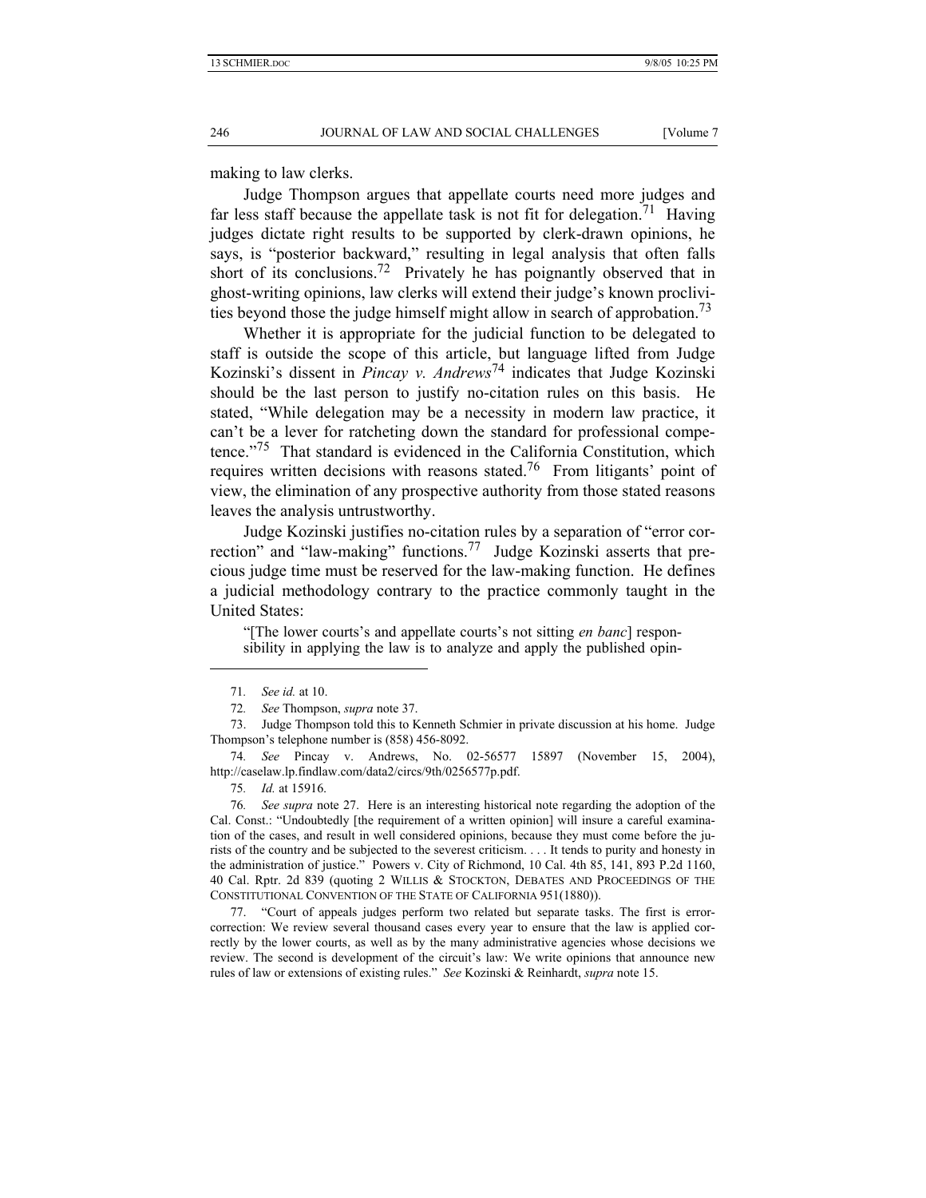making to law clerks.

Judge Thompson argues that appellate courts need more judges and far less staff because the appellate task is not fit for delegation.[71] Having judges dictate right results to be supported by clerk-drawn opinions, he says, is "posterior backward," resulting in legal analysis that often falls short of its conclusions.[72] Privately he has poignantly observed that in ghost-writing opinions, law clerks will extend their judge's known proclivities beyond those the judge himself might allow in search of approbation.[73]

Whether it is appropriate for the judicial function to be delegated to staff is outside the scope of this article, but language lifted from Judge Kozinski's dissent in *Pincay v. Andrews*[74] indicates that Judge Kozinski should be the last person to justify no-citation rules on this basis. He stated, "While delegation may be a necessity in modern law practice, it can't be a lever for ratcheting down the standard for professional competence."[75] That standard is evidenced in the California Constitution, which requires written decisions with reasons stated.[76] From litigants' point of view, the elimination of any prospective authority from those stated reasons leaves the analysis untrustworthy.

Judge Kozinski justifies no-citation rules by a separation of "error correction" and "law-making" functions.[77] Judge Kozinski asserts that precious judge time must be reserved for the law-making function. He defines a judicial methodology contrary to the practice commonly taught in the United States:

> "[The lower courts's and appellate courts's not sitting *en banc*] responsibility in applying the law is to analyze and apply the published opin-

---

71. *See id.* at 10.

72. *See* Thompson, *supra* note 37.

73. Judge Thompson told this to Kenneth Schmier in private discussion at his home. Judge Thompson's telephone number is (858) 456-8092.

74. *See* Pincay v. Andrews, No. 02-56577 15897 (November 15, 2004), http://caselaw.lp.findlaw.com/data2/circs/9th/0256577p.pdf.

75. *Id.* at 15916.

76. *See supra* note 27. Here is an interesting historical note regarding the adoption of the Cal. Const.: "Undoubtedly [the requirement of a written opinion] will insure a careful examination of the cases, and result in well considered opinions, because they must come before the jurists of the country and be subjected to the severest criticism. . . . It tends to purity and honesty in the administration of justice." Powers v. City of Richmond, 10 Cal. 4th 85, 141, 893 P.2d 1160, 40 Cal. Rptr. 2d 839 (quoting 2 WILLIS & STOCKTON, DEBATES AND PROCEEDINGS OF THE CONSTITUTIONAL CONVENTION OF THE STATE OF CALIFORNIA 951(1880)).

77. "Court of appeals judges perform two related but separate tasks. The first is error-correction: We review several thousand cases every year to ensure that the law is applied correctly by the lower courts, as well as by the many administrative agencies whose decisions we review. The second is development of the circuit's law: We write opinions that announce new rules of law or extensions of existing rules." *See* Kozinski & Reinhardt, *supra* note 15.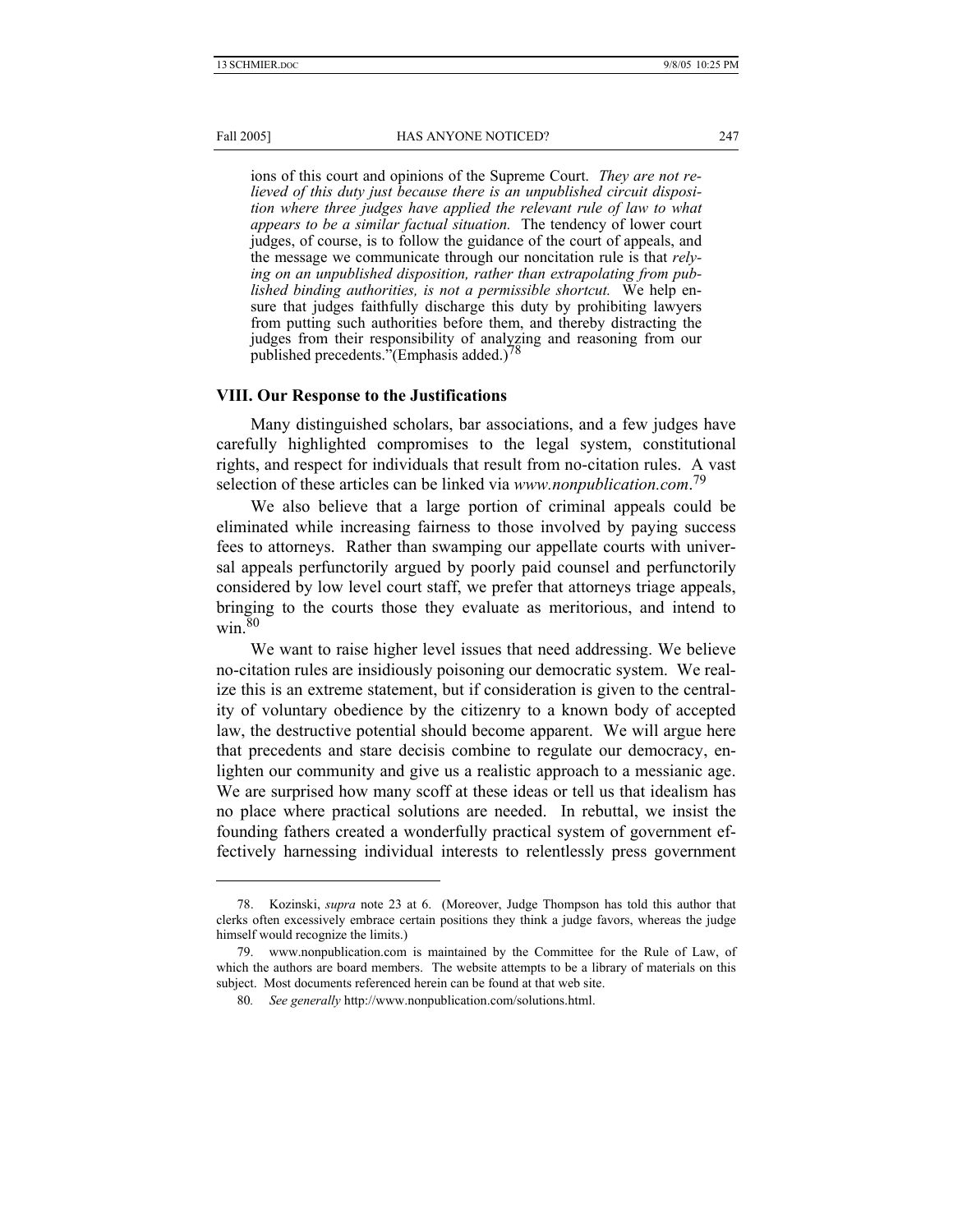ions of this court and opinions of the Supreme Court. *They are not relieved of this duty just because there is an unpublished circuit disposition where three judges have applied the relevant rule of law to what appears to be a similar factual situation.* The tendency of lower court judges, of course, is to follow the guidance of the court of appeals, and the message we communicate through our noncitation rule is that *relying on an unpublished disposition, rather than extrapolating from published binding authorities, is not a permissible shortcut.* We help ensure that judges faithfully discharge this duty by prohibiting lawyers from putting such authorities before them, and thereby distracting the judges from their responsibility of analyzing and reasoning from our published precedents."(Emphasis added.)[78]

## VIII. Our Response to the Justifications

Many distinguished scholars, bar associations, and a few judges have carefully highlighted compromises to the legal system, constitutional rights, and respect for individuals that result from no-citation rules. A vast selection of these articles can be linked via *www.nonpublication.com*.[79]

We also believe that a large portion of criminal appeals could be eliminated while increasing fairness to those involved by paying success fees to attorneys. Rather than swamping our appellate courts with universal appeals perfunctorily argued by poorly paid counsel and perfunctorily considered by low level court staff, we prefer that attorneys triage appeals, bringing to the courts those they evaluate as meritorious, and intend to win.[80]

We want to raise higher level issues that need addressing. We believe no-citation rules are insidiously poisoning our democratic system. We realize this is an extreme statement, but if consideration is given to the centrality of voluntary obedience by the citizenry to a known body of accepted law, the destructive potential should become apparent. We will argue here that precedents and stare decisis combine to regulate our democracy, enlighten our community and give us a realistic approach to a messianic age. We are surprised how many scoff at these ideas or tell us that idealism has no place where practical solutions are needed. In rebuttal, we insist the founding fathers created a wonderfully practical system of government effectively harnessing individual interests to relentlessly press government

---

78. Kozinski, *supra* note 23 at 6. (Moreover, Judge Thompson has told this author that clerks often excessively embrace certain positions they think a judge favors, whereas the judge himself would recognize the limits.)

79. www.nonpublication.com is maintained by the Committee for the Rule of Law, of which the authors are board members. The website attempts to be a library of materials on this subject. Most documents referenced herein can be found at that web site.

80. *See generally* http://www.nonpublication.com/solutions.html.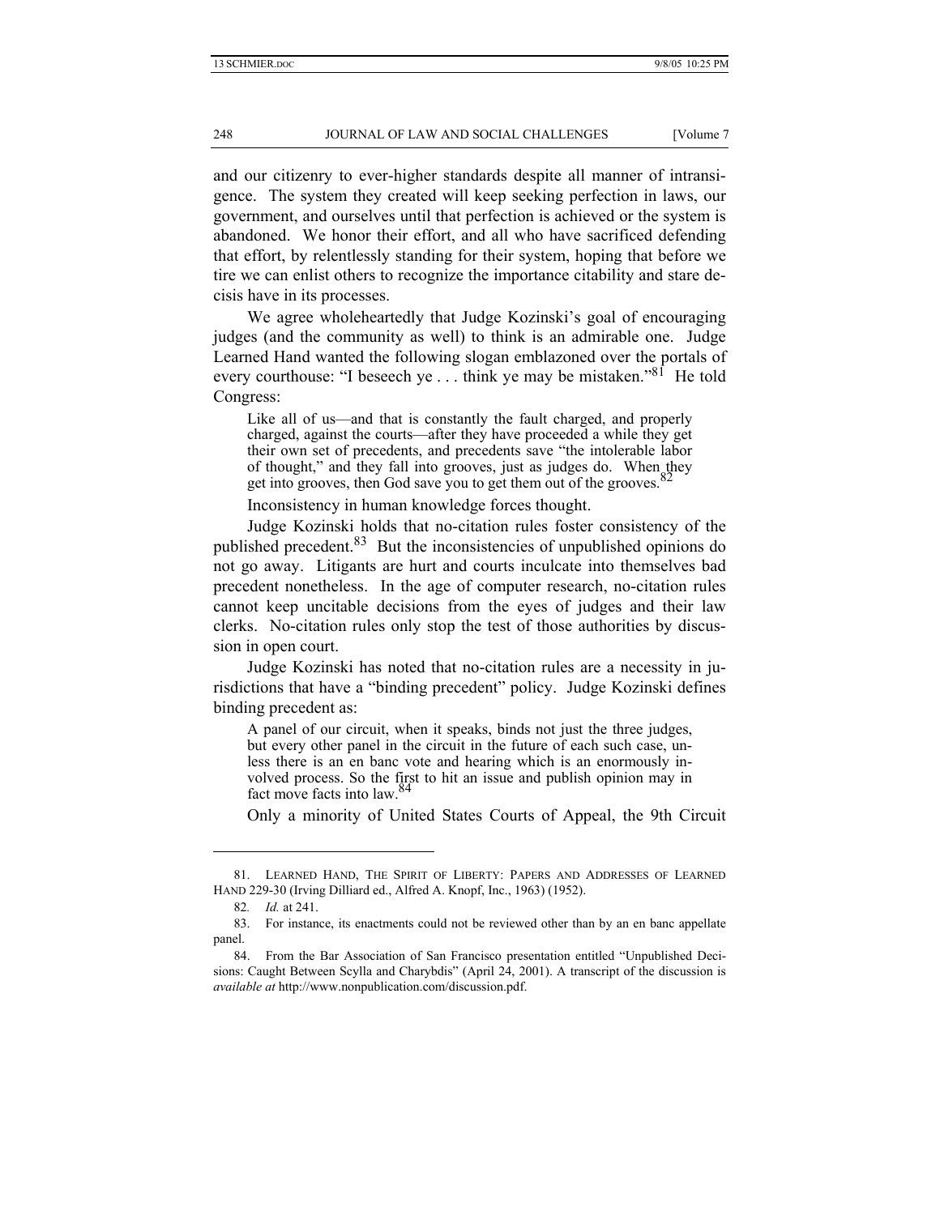and our citizenry to ever-higher standards despite all manner of intransigence. The system they created will keep seeking perfection in laws, our government, and ourselves until that perfection is achieved or the system is abandoned. We honor their effort, and all who have sacrificed defending that effort, by relentlessly standing for their system, hoping that before we tire we can enlist others to recognize the importance citability and stare decisis have in its processes.

We agree wholeheartedly that Judge Kozinski's goal of encouraging judges (and the community as well) to think is an admirable one. Judge Learned Hand wanted the following slogan emblazoned over the portals of every courthouse: "I beseech ye . . . think ye may be mistaken."[81] He told Congress:

> Like all of us—and that is constantly the fault charged, and properly charged, against the courts—after they have proceeded a while they get their own set of precedents, and precedents save "the intolerable labor of thought," and they fall into grooves, just as judges do. When they get into grooves, then God save you to get them out of the grooves.[82]

Inconsistency in human knowledge forces thought.

Judge Kozinski holds that no-citation rules foster consistency of the published precedent.[83] But the inconsistencies of unpublished opinions do not go away. Litigants are hurt and courts inculcate into themselves bad precedent nonetheless. In the age of computer research, no-citation rules cannot keep uncitable decisions from the eyes of judges and their law clerks. No-citation rules only stop the test of those authorities by discussion in open court.

Judge Kozinski has noted that no-citation rules are a necessity in jurisdictions that have a "binding precedent" policy. Judge Kozinski defines binding precedent as:

> A panel of our circuit, when it speaks, binds not just the three judges, but every other panel in the circuit in the future of each such case, unless there is an en banc vote and hearing which is an enormously involved process. So the first to hit an issue and publish opinion may in fact move facts into law.[84]

Only a minority of United States Courts of Appeal, the 9th Circuit

---

81. LEARNED HAND, THE SPIRIT OF LIBERTY: PAPERS AND ADDRESSES OF LEARNED HAND 229-30 (Irving Dilliard ed., Alfred A. Knopf, Inc., 1963) (1952).

82. *Id.* at 241.

83. For instance, its enactments could not be reviewed other than by an en banc appellate panel.

84. From the Bar Association of San Francisco presentation entitled "Unpublished Decisions: Caught Between Scylla and Charybdis" (April 24, 2001). A transcript of the discussion is *available at* http://www.nonpublication.com/discussion.pdf.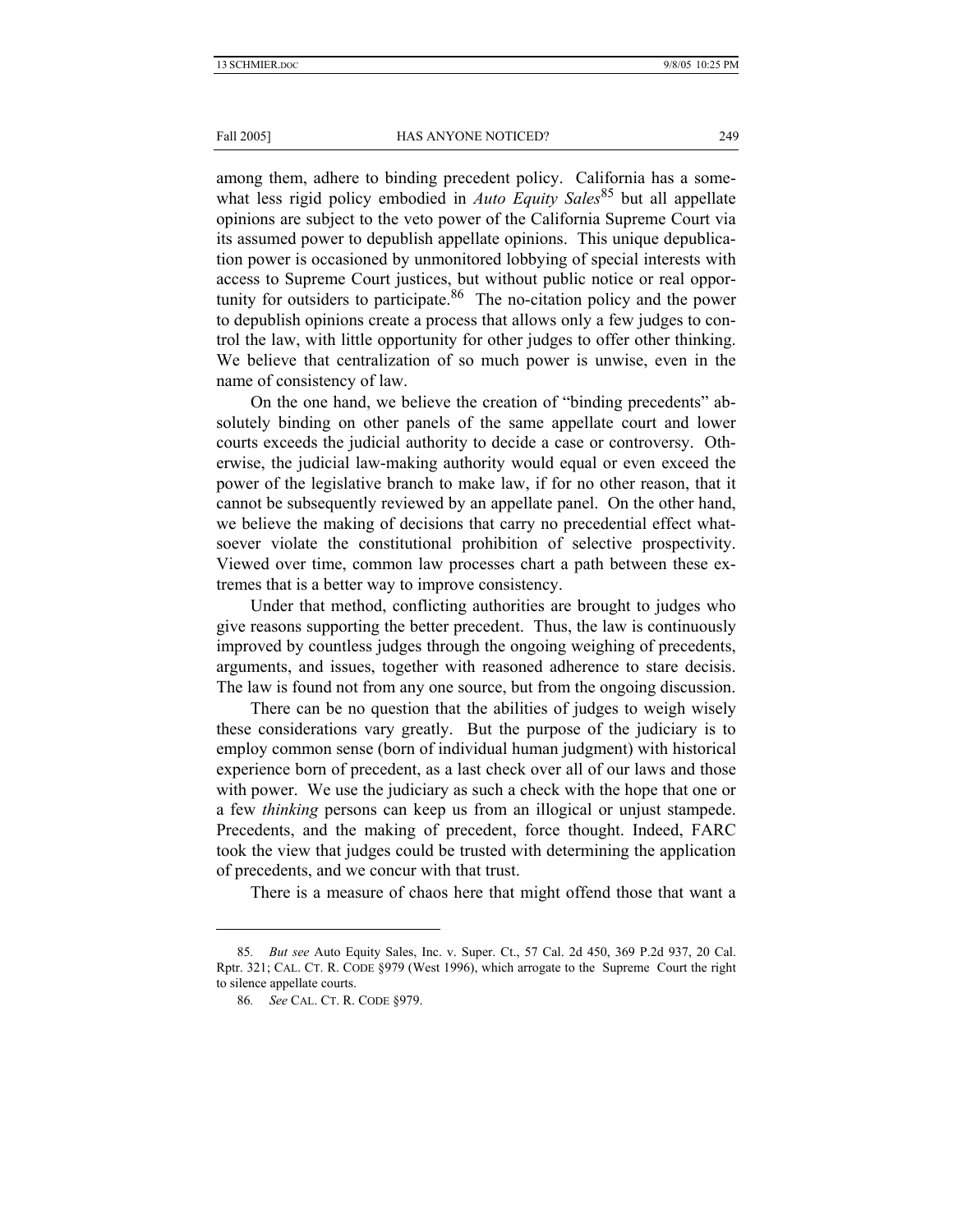among them, adhere to binding precedent policy. California has a somewhat less rigid policy embodied in *Auto Equity Sales*[85] but all appellate opinions are subject to the veto power of the California Supreme Court via its assumed power to depublish appellate opinions. This unique depublication power is occasioned by unmonitored lobbying of special interests with access to Supreme Court justices, but without public notice or real opportunity for outsiders to participate.[86] The no-citation policy and the power to depublish opinions create a process that allows only a few judges to control the law, with little opportunity for other judges to offer other thinking. We believe that centralization of so much power is unwise, even in the name of consistency of law.

On the one hand, we believe the creation of "binding precedents" absolutely binding on other panels of the same appellate court and lower courts exceeds the judicial authority to decide a case or controversy. Otherwise, the judicial law-making authority would equal or even exceed the power of the legislative branch to make law, if for no other reason, that it cannot be subsequently reviewed by an appellate panel. On the other hand, we believe the making of decisions that carry no precedential effect whatsoever violate the constitutional prohibition of selective prospectivity. Viewed over time, common law processes chart a path between these extremes that is a better way to improve consistency.

Under that method, conflicting authorities are brought to judges who give reasons supporting the better precedent. Thus, the law is continuously improved by countless judges through the ongoing weighing of precedents, arguments, and issues, together with reasoned adherence to stare decisis. The law is found not from any one source, but from the ongoing discussion.

There can be no question that the abilities of judges to weigh wisely these considerations vary greatly. But the purpose of the judiciary is to employ common sense (born of individual human judgment) with historical experience born of precedent, as a last check over all of our laws and those with power. We use the judiciary as such a check with the hope that one or a few *thinking* persons can keep us from an illogical or unjust stampede. Precedents, and the making of precedent, force thought. Indeed, FARC took the view that judges could be trusted with determining the application of precedents, and we concur with that trust.

There is a measure of chaos here that might offend those that want a

---

85. *But see* Auto Equity Sales, Inc. v. Super. Ct., 57 Cal. 2d 450, 369 P.2d 937, 20 Cal. Rptr. 321; CAL. CT. R. CODE §979 (West 1996), which arrogate to the Supreme Court the right to silence appellate courts.

86. *See* CAL. CT. R. CODE §979.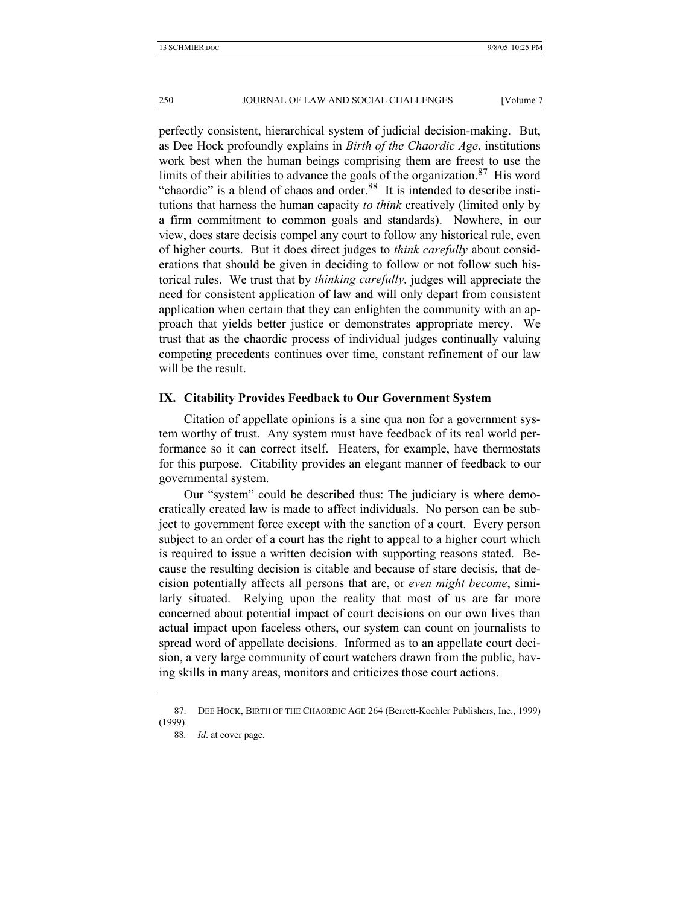perfectly consistent, hierarchical system of judicial decision-making. But, as Dee Hock profoundly explains in *Birth of the Chaordic Age*, institutions work best when the human beings comprising them are freest to use the limits of their abilities to advance the goals of the organization.[87] His word "chaordic" is a blend of chaos and order.[88] It is intended to describe institutions that harness the human capacity *to think* creatively (limited only by a firm commitment to common goals and standards). Nowhere, in our view, does stare decisis compel any court to follow any historical rule, even of higher courts. But it does direct judges to *think carefully* about considerations that should be given in deciding to follow or not follow such historical rules. We trust that by *thinking carefully,* judges will appreciate the need for consistent application of law and will only depart from consistent application when certain that they can enlighten the community with an approach that yields better justice or demonstrates appropriate mercy. We trust that as the chaordic process of individual judges continually valuing competing precedents continues over time, constant refinement of our law will be the result.

## IX. Citability Provides Feedback to Our Government System

Citation of appellate opinions is a sine qua non for a government system worthy of trust. Any system must have feedback of its real world performance so it can correct itself. Heaters, for example, have thermostats for this purpose. Citability provides an elegant manner of feedback to our governmental system.

Our "system" could be described thus: The judiciary is where democratically created law is made to affect individuals. No person can be subject to government force except with the sanction of a court. Every person subject to an order of a court has the right to appeal to a higher court which is required to issue a written decision with supporting reasons stated. Because the resulting decision is citable and because of stare decisis, that decision potentially affects all persons that are, or *even might become*, similarly situated. Relying upon the reality that most of us are far more concerned about potential impact of court decisions on our own lives than actual impact upon faceless others, our system can count on journalists to spread word of appellate decisions. Informed as to an appellate court decision, a very large community of court watchers drawn from the public, having skills in many areas, monitors and criticizes those court actions.

---

87. DEE HOCK, BIRTH OF THE CHAORDIC AGE 264 (Berrett-Koehler Publishers, Inc., 1999) (1999).

88. *Id*. at cover page.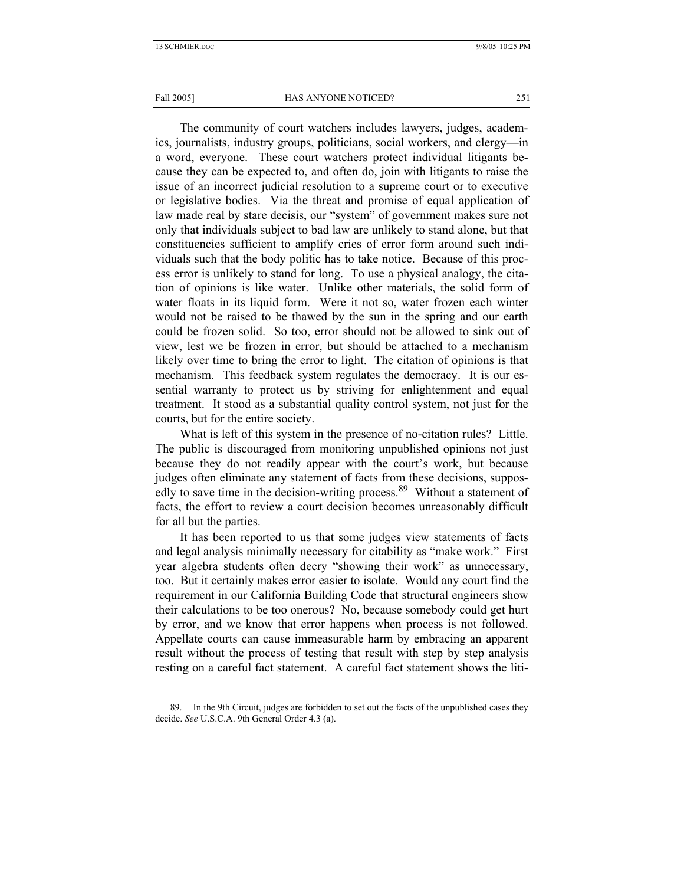The community of court watchers includes lawyers, judges, academics, journalists, industry groups, politicians, social workers, and clergy—in a word, everyone. These court watchers protect individual litigants because they can be expected to, and often do, join with litigants to raise the issue of an incorrect judicial resolution to a supreme court or to executive or legislative bodies. Via the threat and promise of equal application of law made real by stare decisis, our "system" of government makes sure not only that individuals subject to bad law are unlikely to stand alone, but that constituencies sufficient to amplify cries of error form around such individuals such that the body politic has to take notice. Because of this process error is unlikely to stand for long. To use a physical analogy, the citation of opinions is like water. Unlike other materials, the solid form of water floats in its liquid form. Were it not so, water frozen each winter would not be raised to be thawed by the sun in the spring and our earth could be frozen solid. So too, error should not be allowed to sink out of view, lest we be frozen in error, but should be attached to a mechanism likely over time to bring the error to light. The citation of opinions is that mechanism. This feedback system regulates the democracy. It is our essential warranty to protect us by striving for enlightenment and equal treatment. It stood as a substantial quality control system, not just for the courts, but for the entire society.

What is left of this system in the presence of no-citation rules? Little. The public is discouraged from monitoring unpublished opinions not just because they do not readily appear with the court's work, but because judges often eliminate any statement of facts from these decisions, supposedly to save time in the decision-writing process.[89] Without a statement of facts, the effort to review a court decision becomes unreasonably difficult for all but the parties.

It has been reported to us that some judges view statements of facts and legal analysis minimally necessary for citability as "make work." First year algebra students often decry "showing their work" as unnecessary, too. But it certainly makes error easier to isolate. Would any court find the requirement in our California Building Code that structural engineers show their calculations to be too onerous? No, because somebody could get hurt by error, and we know that error happens when process is not followed. Appellate courts can cause immeasurable harm by embracing an apparent result without the process of testing that result with step by step analysis resting on a careful fact statement. A careful fact statement shows the liti-

---

89. In the 9th Circuit, judges are forbidden to set out the facts of the unpublished cases they decide. *See* U.S.C.A. 9th General Order 4.3 (a).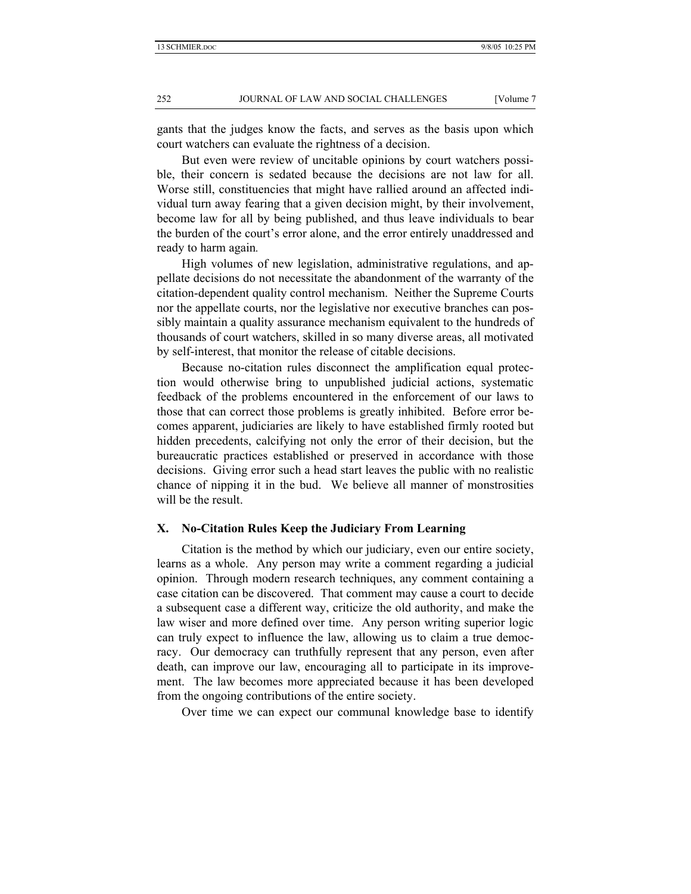gants that the judges know the facts, and serves as the basis upon which court watchers can evaluate the rightness of a decision.

But even were review of uncitable opinions by court watchers possible, their concern is sedated because the decisions are not law for all. Worse still, constituencies that might have rallied around an affected individual turn away fearing that a given decision might, by their involvement, become law for all by being published, and thus leave individuals to bear the burden of the court's error alone, and the error entirely unaddressed and ready to harm again.

High volumes of new legislation, administrative regulations, and appellate decisions do not necessitate the abandonment of the warranty of the citation-dependent quality control mechanism. Neither the Supreme Courts nor the appellate courts, nor the legislative nor executive branches can possibly maintain a quality assurance mechanism equivalent to the hundreds of thousands of court watchers, skilled in so many diverse areas, all motivated by self-interest, that monitor the release of citable decisions.

Because no-citation rules disconnect the amplification equal protection would otherwise bring to unpublished judicial actions, systematic feedback of the problems encountered in the enforcement of our laws to those that can correct those problems is greatly inhibited. Before error becomes apparent, judiciaries are likely to have established firmly rooted but hidden precedents, calcifying not only the error of their decision, but the bureaucratic practices established or preserved in accordance with those decisions. Giving error such a head start leaves the public with no realistic chance of nipping it in the bud. We believe all manner of monstrosities will be the result.

## X. No-Citation Rules Keep the Judiciary From Learning

Citation is the method by which our judiciary, even our entire society, learns as a whole. Any person may write a comment regarding a judicial opinion. Through modern research techniques, any comment containing a case citation can be discovered. That comment may cause a court to decide a subsequent case a different way, criticize the old authority, and make the law wiser and more defined over time. Any person writing superior logic can truly expect to influence the law, allowing us to claim a true democracy. Our democracy can truthfully represent that any person, even after death, can improve our law, encouraging all to participate in its improvement. The law becomes more appreciated because it has been developed from the ongoing contributions of the entire society.

Over time we can expect our communal knowledge base to identify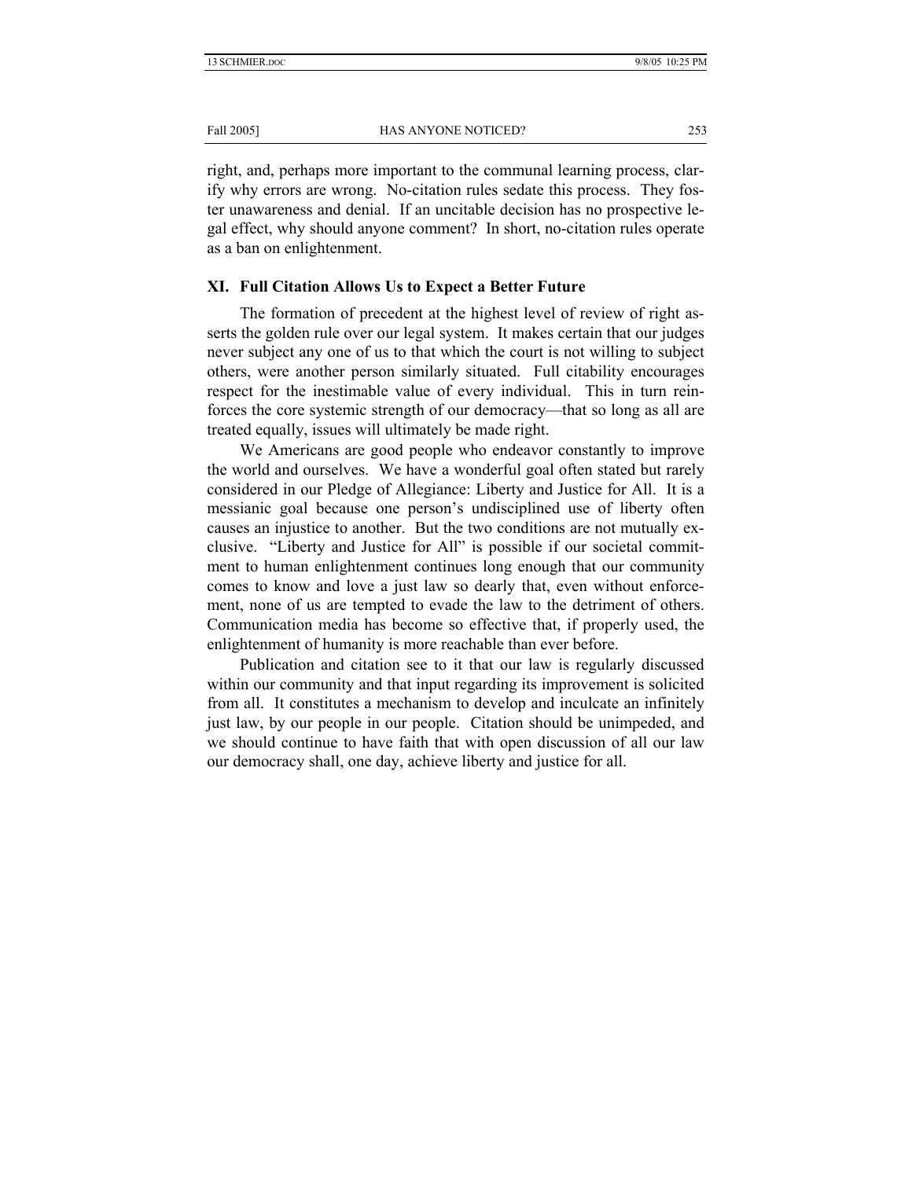right, and, perhaps more important to the communal learning process, clarify why errors are wrong. No-citation rules sedate this process. They foster unawareness and denial. If an uncitable decision has no prospective legal effect, why should anyone comment? In short, no-citation rules operate as a ban on enlightenment.

## XI. Full Citation Allows Us to Expect a Better Future

The formation of precedent at the highest level of review of right asserts the golden rule over our legal system. It makes certain that our judges never subject any one of us to that which the court is not willing to subject others, were another person similarly situated. Full citability encourages respect for the inestimable value of every individual. This in turn reinforces the core systemic strength of our democracy—that so long as all are treated equally, issues will ultimately be made right.

We Americans are good people who endeavor constantly to improve the world and ourselves. We have a wonderful goal often stated but rarely considered in our Pledge of Allegiance: Liberty and Justice for All. It is a messianic goal because one person's undisciplined use of liberty often causes an injustice to another. But the two conditions are not mutually exclusive. "Liberty and Justice for All" is possible if our societal commitment to human enlightenment continues long enough that our community comes to know and love a just law so dearly that, even without enforcement, none of us are tempted to evade the law to the detriment of others. Communication media has become so effective that, if properly used, the enlightenment of humanity is more reachable than ever before.

Publication and citation see to it that our law is regularly discussed within our community and that input regarding its improvement is solicited from all. It constitutes a mechanism to develop and inculcate an infinitely just law, by our people in our people. Citation should be unimpeded, and we should continue to have faith that with open discussion of all our law our democracy shall, one day, achieve liberty and justice for all.